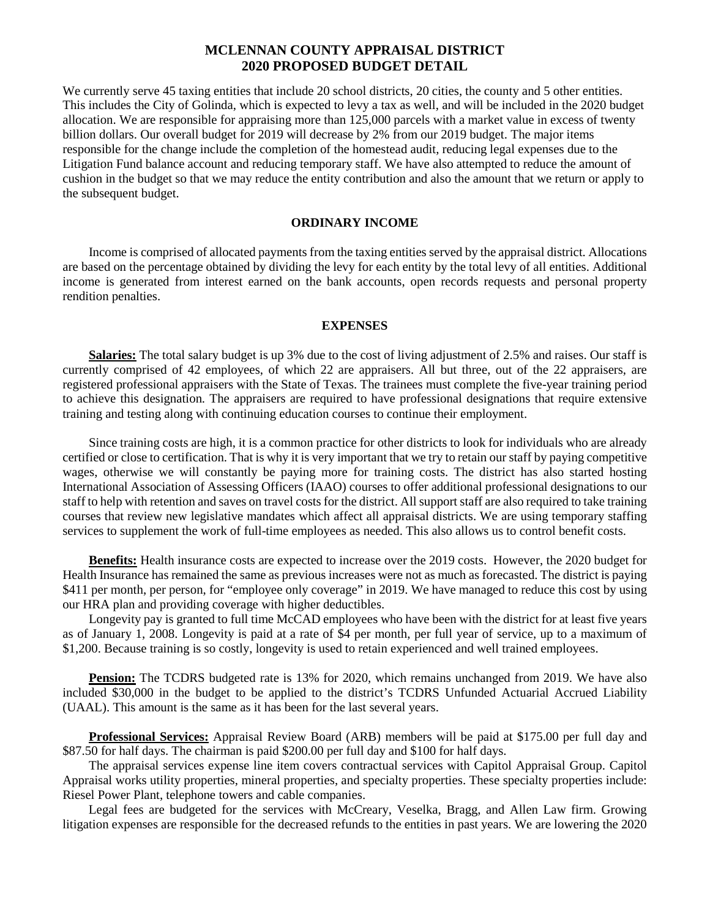# MCLENNAN COUNTY APPRAISAL DISTRICT
# 2020 PROPOSED BUDGET DETAIL

We currently serve 45 taxing entities that include 20 school districts, 20 cities, the county and 5 other entities. This includes the City of Golinda, which is expected to levy a tax as well, and will be included in the 2020 budget allocation. We are responsible for appraising more than 125,000 parcels with a market value in excess of twenty billion dollars. Our overall budget for 2019 will decrease by 2% from our 2019 budget. The major items responsible for the change include the completion of the homestead audit, reducing legal expenses due to the Litigation Fund balance account and reducing temporary staff. We have also attempted to reduce the amount of cushion in the budget so that we may reduce the entity contribution and also the amount that we return or apply to the subsequent budget.

## ORDINARY INCOME

Income is comprised of allocated payments from the taxing entities served by the appraisal district. Allocations are based on the percentage obtained by dividing the levy for each entity by the total levy of all entities. Additional income is generated from interest earned on the bank accounts, open records requests and personal property rendition penalties.

## EXPENSES

**Salaries:** The total salary budget is up 3% due to the cost of living adjustment of 2.5% and raises. Our staff is currently comprised of 42 employees, of which 22 are appraisers. All but three, out of the 22 appraisers, are registered professional appraisers with the State of Texas. The trainees must complete the five-year training period to achieve this designation. The appraisers are required to have professional designations that require extensive training and testing along with continuing education courses to continue their employment.

Since training costs are high, it is a common practice for other districts to look for individuals who are already certified or close to certification. That is why it is very important that we try to retain our staff by paying competitive wages, otherwise we will constantly be paying more for training costs. The district has also started hosting International Association of Assessing Officers (IAAO) courses to offer additional professional designations to our staff to help with retention and saves on travel costs for the district. All support staff are also required to take training courses that review new legislative mandates which affect all appraisal districts. We are using temporary staffing services to supplement the work of full-time employees as needed. This also allows us to control benefit costs.

**Benefits:** Health insurance costs are expected to increase over the 2019 costs. However, the 2020 budget for Health Insurance has remained the same as previous increases were not as much as forecasted. The district is paying $411 per month, per person, for "employee only coverage" in 2019. We have managed to reduce this cost by using our HRA plan and providing coverage with higher deductibles.

Longevity pay is granted to full time McCAD employees who have been with the district for at least five years as of January 1, 2008. Longevity is paid at a rate of $4 per month, per full year of service, up to a maximum of $1,200. Because training is so costly, longevity is used to retain experienced and well trained employees.

**Pension:** The TCDRS budgeted rate is 13% for 2020, which remains unchanged from 2019. We have also included $30,000 in the budget to be applied to the district's TCDRS Unfunded Actuarial Accrued Liability (UAAL). This amount is the same as it has been for the last several years.

**Professional Services:** Appraisal Review Board (ARB) members will be paid at $175.00 per full day and $87.50 for half days. The chairman is paid $200.00 per full day and $100 for half days.

The appraisal services expense line item covers contractual services with Capitol Appraisal Group. Capitol Appraisal works utility properties, mineral properties, and specialty properties. These specialty properties include: Riesel Power Plant, telephone towers and cable companies.

Legal fees are budgeted for the services with McCreary, Veselka, Bragg, and Allen Law firm. Growing litigation expenses are responsible for the decreased refunds to the entities in past years. We are lowering the 2020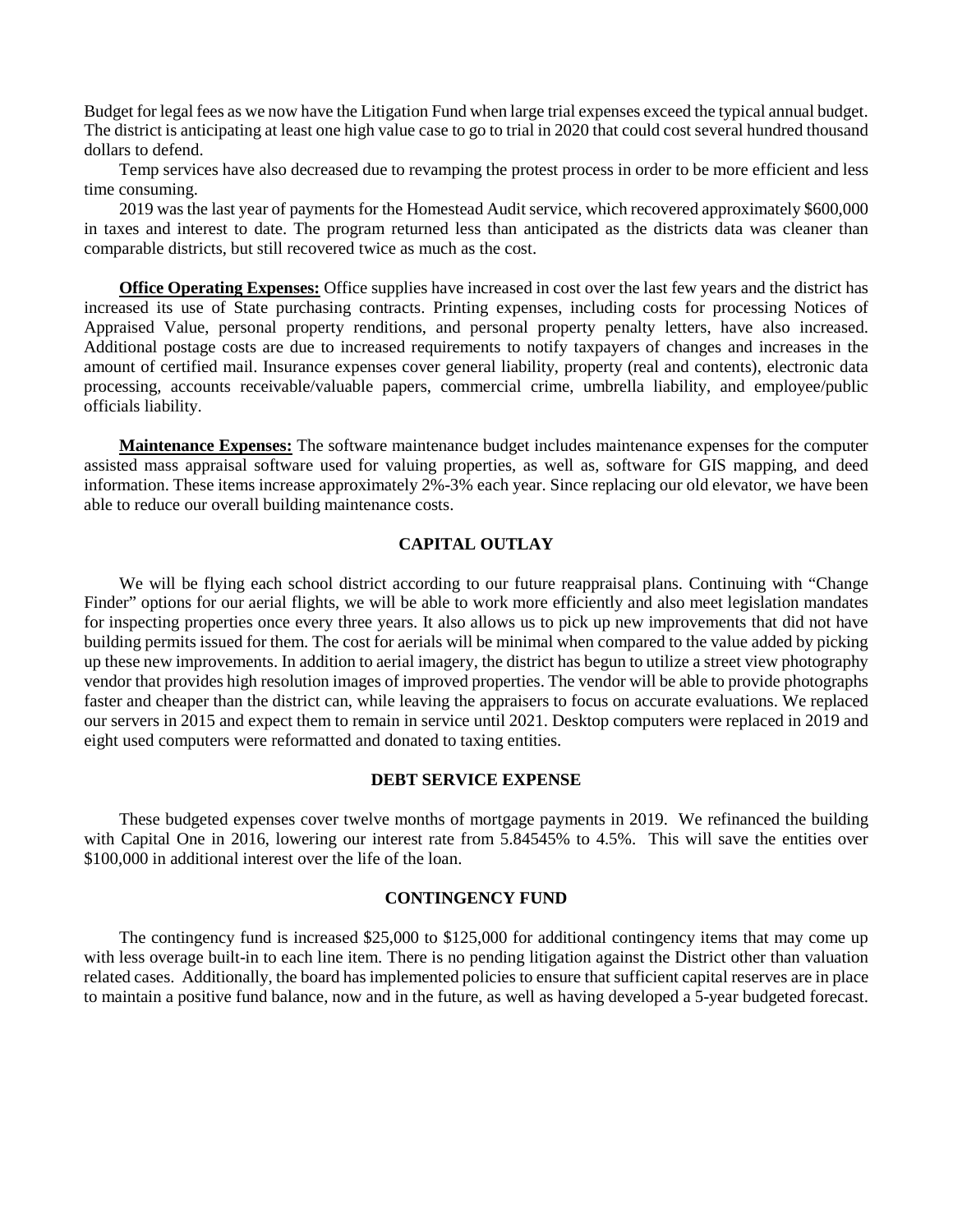Budget for legal fees as we now have the Litigation Fund when large trial expenses exceed the typical annual budget. The district is anticipating at least one high value case to go to trial in 2020 that could cost several hundred thousand dollars to defend.

Temp services have also decreased due to revamping the protest process in order to be more efficient and less time consuming.

2019 was the last year of payments for the Homestead Audit service, which recovered approximately $600,000 in taxes and interest to date. The program returned less than anticipated as the districts data was cleaner than comparable districts, but still recovered twice as much as the cost.

**Office Operating Expenses:** Office supplies have increased in cost over the last few years and the district has increased its use of State purchasing contracts. Printing expenses, including costs for processing Notices of Appraised Value, personal property renditions, and personal property penalty letters, have also increased. Additional postage costs are due to increased requirements to notify taxpayers of changes and increases in the amount of certified mail. Insurance expenses cover general liability, property (real and contents), electronic data processing, accounts receivable/valuable papers, commercial crime, umbrella liability, and employee/public officials liability.

**Maintenance Expenses:** The software maintenance budget includes maintenance expenses for the computer assisted mass appraisal software used for valuing properties, as well as, software for GIS mapping, and deed information. These items increase approximately 2%-3% each year. Since replacing our old elevator, we have been able to reduce our overall building maintenance costs.

## CAPITAL OUTLAY

We will be flying each school district according to our future reappraisal plans. Continuing with "Change Finder" options for our aerial flights, we will be able to work more efficiently and also meet legislation mandates for inspecting properties once every three years. It also allows us to pick up new improvements that did not have building permits issued for them. The cost for aerials will be minimal when compared to the value added by picking up these new improvements. In addition to aerial imagery, the district has begun to utilize a street view photography vendor that provides high resolution images of improved properties. The vendor will be able to provide photographs faster and cheaper than the district can, while leaving the appraisers to focus on accurate evaluations. We replaced our servers in 2015 and expect them to remain in service until 2021. Desktop computers were replaced in 2019 and eight used computers were reformatted and donated to taxing entities.

## DEBT SERVICE EXPENSE

These budgeted expenses cover twelve months of mortgage payments in 2019. We refinanced the building with Capital One in 2016, lowering our interest rate from 5.84545% to 4.5%. This will save the entities over $100,000 in additional interest over the life of the loan.

## CONTINGENCY FUND

The contingency fund is increased $25,000 to $125,000 for additional contingency items that may come up with less overage built-in to each line item. There is no pending litigation against the District other than valuation related cases. Additionally, the board has implemented policies to ensure that sufficient capital reserves are in place to maintain a positive fund balance, now and in the future, as well as having developed a 5-year budgeted forecast.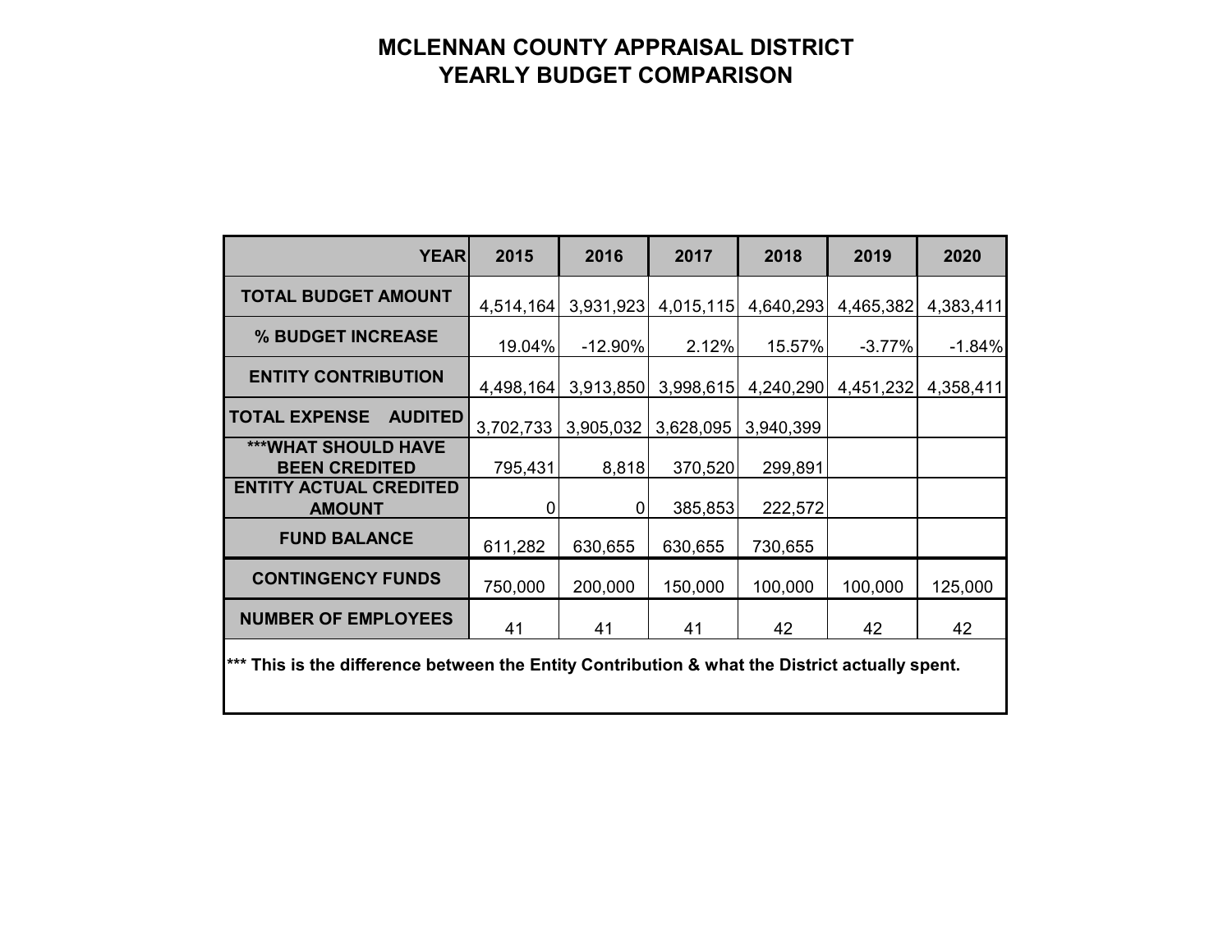# MCLENNAN COUNTY APPRAISAL DISTRICT
## YEARLY BUDGET COMPARISON

| YEAR | 2015 | 2016 | 2017 | 2018 | 2019 | 2020 |
|---|---|---|---|---|---|---|
| TOTAL BUDGET AMOUNT | 4,514,164 | 3,931,923 | 4,015,115 | 4,640,293 | 4,465,382 | 4,383,411 |
| % BUDGET INCREASE | 19.04% | -12.90% | 2.12% | 15.57% | -3.77% | -1.84% |
| ENTITY CONTRIBUTION | 4,498,164 | 3,913,850 | 3,998,615 | 4,240,290 | 4,451,232 | 4,358,411 |
| TOTAL EXPENSE AUDITED | 3,702,733 | 3,905,032 | 3,628,095 | 3,940,399 | | |
| ***WHAT SHOULD HAVE BEEN CREDITED | 795,431 | 8,818 | 370,520 | 299,891 | | |
| ENTITY ACTUAL CREDITED AMOUNT | 0 | 0 | 385,853 | 222,572 | | |
| FUND BALANCE | 611,282 | 630,655 | 630,655 | 730,655 | | |
| CONTINGENCY FUNDS | 750,000 | 200,000 | 150,000 | 100,000 | 100,000 | 125,000 |
| NUMBER OF EMPLOYEES | 41 | 41 | 41 | 42 | 42 | 42 |

**\*\*\* This is the difference between the Entity Contribution & what the District actually spent.**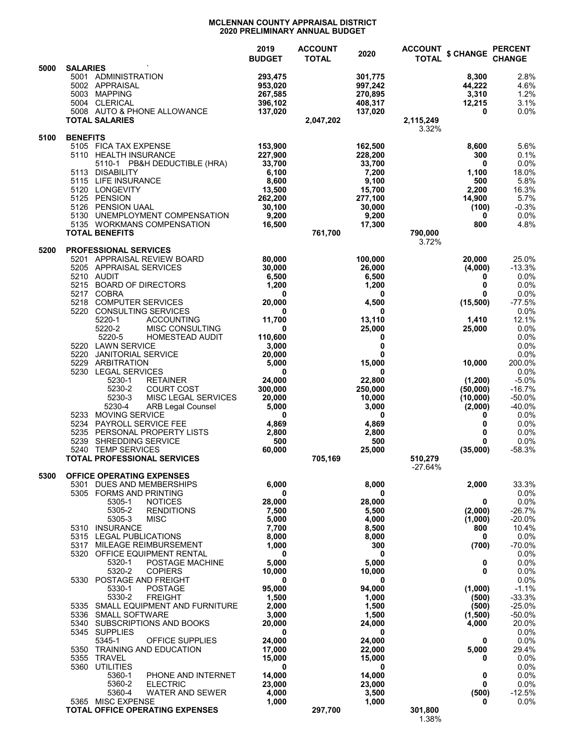# MCLENNAN COUNTY APPRAISAL DISTRICT
## 2020 PRELIMINARY ANNUAL BUDGET

| | | 2019 BUDGET | ACCOUNT TOTAL | 2020 | ACCOUNT TOTAL | $ CHANGE | PERCENT CHANGE |
|---|---|---|---|---|---|---|---|
| 5000 | **SALARIES** | | | | | | |
| | 5001 ADMINISTRATION | 293,475 | | 301,775 | | 8,300 | 2.8% |
| | 5002 APPRAISAL | 953,020 | | 997,242 | | 44,222 | 4.6% |
| | 5003 MAPPING | 267,585 | | 270,895 | | 3,310 | 1.2% |
| | 5004 CLERICAL | 396,102 | | 408,317 | | 12,215 | 3.1% |
| | 5008 AUTO & PHONE ALLOWANCE | 137,020 | | 137,020 | | 0 | 0.0% |
| | **TOTAL SALARIES** | | 2,047,202 | | 2,115,249 | | |
| | | | | | 3.32% | | |
| 5100 | **BENEFITS** | | | | | | |
| | 5105 FICA TAX EXPENSE | 153,900 | | 162,500 | | 8,600 | 5.6% |
| | 5110 HEALTH INSURANCE | 227,900 | | 228,200 | | 300 | 0.1% |
| | 5110-1 PB&H DEDUCTIBLE (HRA) | 33,700 | | 33,700 | | 0 | 0.0% |
| | 5113 DISABILITY | 6,100 | | 7,200 | | 1,100 | 18.0% |
| | 5115 LIFE INSURANCE | 8,600 | | 9,100 | | 500 | 5.8% |
| | 5120 LONGEVITY | 13,500 | | 15,700 | | 2,200 | 16.3% |
| | 5125 PENSION | 262,200 | | 277,100 | | 14,900 | 5.7% |
| | 5126 PENSION UAAL | 30,100 | | 30,000 | | (100) | -0.3% |
| | 5130 UNEMPLOYMENT COMPENSATION | 9,200 | | 9,200 | | 0 | 0.0% |
| | 5135 WORKMANS COMPENSATION | 16,500 | | 17,300 | | 800 | 4.8% |
| | **TOTAL BENEFITS** | | 761,700 | | 790,000 | | |
| | | | | | 3.72% | | |
| 5200 | **PROFESSIONAL SERVICES** | | | | | | |
| | 5201 APPRAISAL REVIEW BOARD | 80,000 | | 100,000 | | 20,000 | 25.0% |
| | 5205 APPRAISAL SERVICES | 30,000 | | 26,000 | | (4,000) | -13.3% |
| | 5210 AUDIT | 6,500 | | 6,500 | | 0 | 0.0% |
| | 5215 BOARD OF DIRECTORS | 1,200 | | 1,200 | | 0 | 0.0% |
| | 5217 COBRA | 0 | | 0 | | 0 | 0.0% |
| | 5218 COMPUTER SERVICES | 20,000 | | 4,500 | | (15,500) | -77.5% |
| | 5220 CONSULTING SERVICES | 0 | | 0 | | | 0.0% |
| | 5220-1 ACCOUNTING | 11,700 | | 13,110 | | 1,410 | 12.1% |
| | 5220-2 MISC CONSULTING | 0 | | 25,000 | | 25,000 | 0.0% |
| | 5220-5 HOMESTEAD AUDIT | 110,600 | | 0 | | | 0.0% |
| | 5220 LAWN SERVICE | 3,000 | | 0 | | | 0.0% |
| | 5220 JANITORIAL SERVICE | 20,000 | | 0 | | | 0.0% |
| | 5229 ARBITRATION | 5,000 | | 15,000 | | 10,000 | 200.0% |
| | 5230 LEGAL SERVICES | 0 | | 0 | | | 0.0% |
| | 5230-1 RETAINER | 24,000 | | 22,800 | | (1,200) | -5.0% |
| | 5230-2 COURT COST | 300,000 | | 250,000 | | (50,000) | -16.7% |
| | 5230-3 MISC LEGAL SERVICES | 20,000 | | 10,000 | | (10,000) | -50.0% |
| | 5230-4 ARB Legal Counsel | 5,000 | | 3,000 | | (2,000) | -40.0% |
| | 5233 MOVING SERVICE | 0 | | 0 | | 0 | 0.0% |
| | 5234 PAYROLL SERVICE FEE | 4,869 | | 4,869 | | 0 | 0.0% |
| | 5235 PERSONAL PROPERTY LISTS | 2,800 | | 2,800 | | 0 | 0.0% |
| | 5239 SHREDDING SERVICE | 500 | | 500 | | 0 | 0.0% |
| | 5240 TEMP SERVICES | 60,000 | | 25,000 | | (35,000) | -58.3% |
| | **TOTAL PROFESSIONAL SERVICES** | | 705,169 | | 510,279 | | |
| | | | | | -27.64% | | |
| 5300 | **OFFICE OPERATING EXPENSES** | | | | | | |
| | 5301 DUES AND MEMBERSHIPS | 6,000 | | 8,000 | | 2,000 | 33.3% |
| | 5305 FORMS AND PRINTING | 0 | | 0 | | | 0.0% |
| | 5305-1 NOTICES | 28,000 | | 28,000 | | 0 | 0.0% |
| | 5305-2 RENDITIONS | 7,500 | | 5,500 | | (2,000) | -26.7% |
| | 5305-3 MISC | 5,000 | | 4,000 | | (1,000) | -20.0% |
| | 5310 INSURANCE | 7,700 | | 8,500 | | 800 | 10.4% |
| | 5315 LEGAL PUBLICATIONS | 8,000 | | 8,000 | | 0 | 0.0% |
| | 5317 MILEAGE REIMBURSEMENT | 1,000 | | 300 | | (700) | -70.0% |
| | 5320 OFFICE EQUIPMENT RENTAL | 0 | | 0 | | | 0.0% |
| | 5320-1 POSTAGE MACHINE | 5,000 | | 5,000 | | 0 | 0.0% |
| | 5320-2 COPIERS | 10,000 | | 10,000 | | 0 | 0.0% |
| | 5330 POSTAGE AND FREIGHT | 0 | | 0 | | | 0.0% |
| | 5330-1 POSTAGE | 95,000 | | 94,000 | | (1,000) | -1.1% |
| | 5330-2 FREIGHT | 1,500 | | 1,000 | | (500) | -33.3% |
| | 5335 SMALL EQUIPMENT AND FURNITURE | 2,000 | | 1,500 | | (500) | -25.0% |
| | 5336 SMALL SOFTWARE | 3,000 | | 1,500 | | (1,500) | -50.0% |
| | 5340 SUBSCRIPTIONS AND BOOKS | 20,000 | | 24,000 | | 4,000 | 20.0% |
| | 5345 SUPPLIES | 0 | | 0 | | | 0.0% |
| | 5345-1 OFFICE SUPPLIES | 24,000 | | 24,000 | | 0 | 0.0% |
| | 5350 TRAINING AND EDUCATION | 17,000 | | 22,000 | | 5,000 | 29.4% |
| | 5355 TRAVEL | 15,000 | | 15,000 | | 0 | 0.0% |
| | 5360 UTILITIES | 0 | | 0 | | | 0.0% |
| | 5360-1 PHONE AND INTERNET | 14,000 | | 14,000 | | 0 | 0.0% |
| | 5360-2 ELECTRIC | 23,000 | | 23,000 | | 0 | 0.0% |
| | 5360-4 WATER AND SEWER | 4,000 | | 3,500 | | (500) | -12.5% |
| | 5365 MISC EXPENSE | 1,000 | | 1,000 | | 0 | 0.0% |
| | **TOTAL OFFICE OPERATING EXPENSES** | | 297,700 | | 301,800 | | |
| | | | | | 1.38% | | |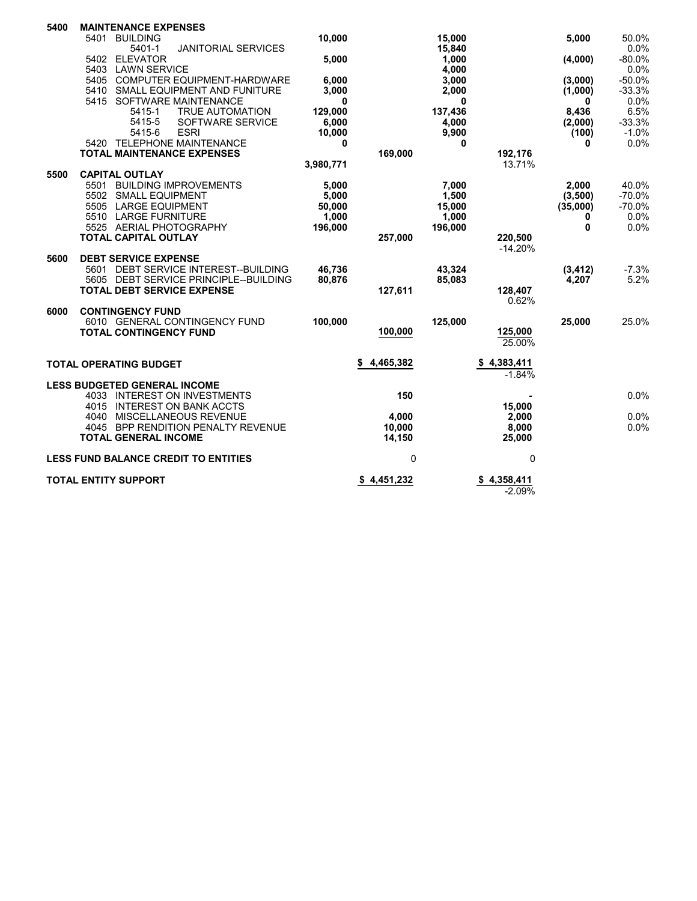| Code | Description | Prior Line | Prior Total | Proposed Line | Proposed Total | Change | % Change |
|---|---|---|---|---|---|---|---|
| **5400** | **MAINTENANCE EXPENSES** | | | | | | |
| 5401 | BUILDING | **10,000** | | **15,000** | | **5,000** | 50.0% |
| 5401-1 | JANITORIAL SERVICES | | | **15,840** | | | 0.0% |
| 5402 | ELEVATOR | **5,000** | | **1,000** | | **(4,000)** | -80.0% |
| 5403 | LAWN SERVICE | | | **4,000** | | | 0.0% |
| 5405 | COMPUTER EQUIPMENT-HARDWARE | **6,000** | | **3,000** | | **(3,000)** | -50.0% |
| 5410 | SMALL EQUIPMENT AND FUNITURE | **3,000** | | **2,000** | | **(1,000)** | -33.3% |
| 5415 | SOFTWARE MAINTENANCE | **0** | | **0** | | **0** | 0.0% |
| 5415-1 | TRUE AUTOMATION | **129,000** | | **137,436** | | **8,436** | 6.5% |
| 5415-5 | SOFTWARE SERVICE | **6,000** | | **4,000** | | **(2,000)** | -33.3% |
| 5415-6 | ESRI | **10,000** | | **9,900** | | **(100)** | -1.0% |
| 5420 | TELEPHONE MAINTENANCE | **0** | | **0** | | **0** | 0.0% |
| | **TOTAL MAINTENANCE EXPENSES** | | **169,000** | | **192,176** | | |
| | | **3,980,771** | | | 13.71% | | |
| **5500** | **CAPITAL OUTLAY** | | | | | | |
| 5501 | BUILDING IMPROVEMENTS | **5,000** | | **7,000** | | **2,000** | 40.0% |
| 5502 | SMALL EQUIPMENT | **5,000** | | **1,500** | | **(3,500)** | -70.0% |
| 5505 | LARGE EQUIPMENT | **50,000** | | **15,000** | | **(35,000)** | -70.0% |
| 5510 | LARGE FURNITURE | **1,000** | | **1,000** | | **0** | 0.0% |
| 5525 | AERIAL PHOTOGRAPHY | **196,000** | | **196,000** | | **0** | 0.0% |
| | **TOTAL CAPITAL OUTLAY** | | **257,000** | | **220,500** | | |
| | | | | | -14.20% | | |
| **5600** | **DEBT SERVICE EXPENSE** | | | | | | |
| 5601 | DEBT SERVICE INTEREST--BUILDING | **46,736** | | **43,324** | | **(3,412)** | -7.3% |
| 5605 | DEBT SERVICE PRINCIPLE--BUILDING | **80,876** | | **85,083** | | **4,207** | 5.2% |
| | **TOTAL DEBT SERVICE EXPENSE** | | **127,611** | | **128,407** | | |
| | | | | | 0.62% | | |
| **6000** | **CONTINGENCY FUND** | | | | | | |
| 6010 | GENERAL CONTINGENCY FUND | **100,000** | | **125,000** | | **25,000** | 25.0% |
| | **TOTAL CONTINGENCY FUND** | | **100,000** | | **125,000** | | |
| | | | | | 25.00% | | |
| | **TOTAL OPERATING BUDGET** | | **$ 4,465,382** | | **$ 4,383,411** | | |
| | | | | | -1.84% | | |
| | **LESS BUDGETED GENERAL INCOME** | | | | | | |
| 4033 | INTEREST ON INVESTMENTS | | **150** | | **-** | | 0.0% |
| 4015 | INTEREST ON BANK ACCTS | | | | **15,000** | | |
| 4040 | MISCELLANEOUS REVENUE | | **4,000** | | **2,000** | | 0.0% |
| 4045 | BPP RENDITION PENALTY REVENUE | | **10,000** | | **8,000** | | 0.0% |
| | **TOTAL GENERAL INCOME** | | **14,150** | | **25,000** | | |
| | **LESS FUND BALANCE CREDIT TO ENTITIES** | | 0 | | 0 | | |
| | **TOTAL ENTITY SUPPORT** | | **$ 4,451,232** | | **$ 4,358,411** | | |
| | | | | | -2.09% | | |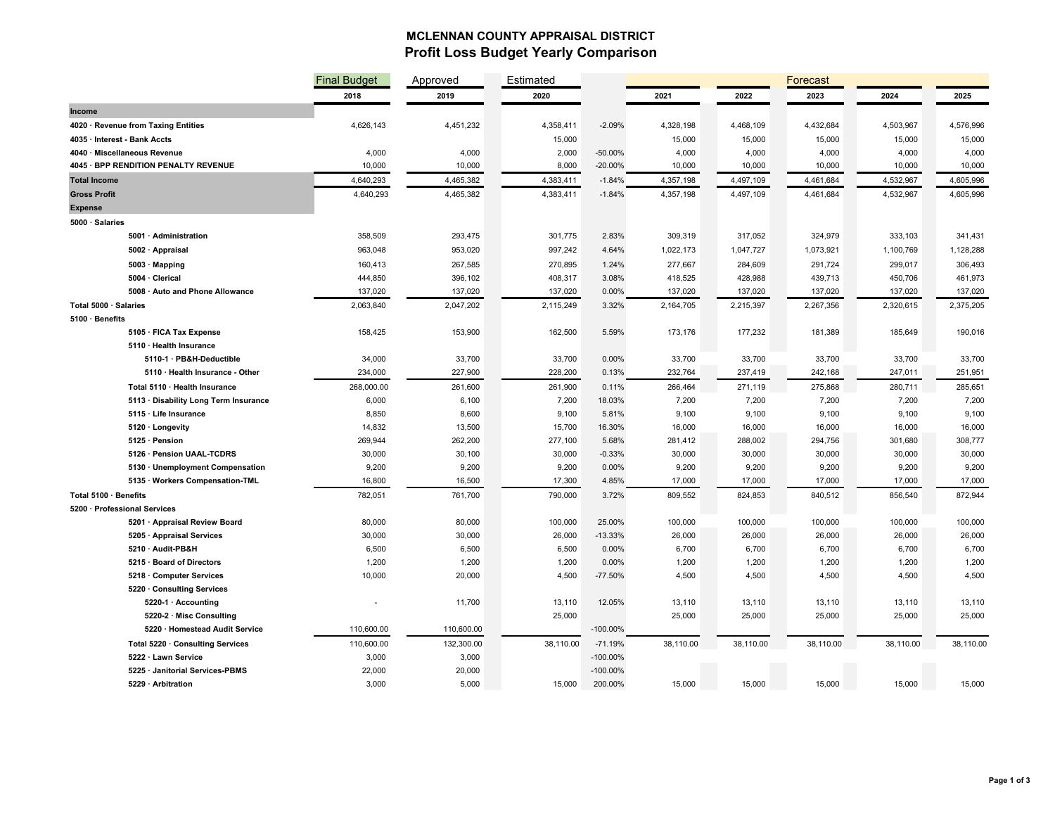# MCLENNAN COUNTY APPRAISAL DISTRICT
## Profit Loss Budget Yearly Comparison

| | Final Budget | Approved | Estimated | | | | Forecast | | |
|---|---|---|---|---|---|---|---|---|---|
| | 2018 | 2019 | 2020 | | 2021 | 2022 | 2023 | 2024 | 2025 |
| **Income** | | | | | | | | | |
| **4020 · Revenue from Taxing Entities** | 4,626,143 | 4,451,232 | 4,358,411 | -2.09% | 4,328,198 | 4,468,109 | 4,432,684 | 4,503,967 | 4,576,996 |
| **4035 · Interest - Bank Accts** | | | 15,000 | | 15,000 | 15,000 | 15,000 | 15,000 | 15,000 |
| **4040 · Miscellaneous Revenue** | 4,000 | 4,000 | 2,000 | -50.00% | 4,000 | 4,000 | 4,000 | 4,000 | 4,000 |
| **4045 · BPP RENDITION PENALTY REVENUE** | 10,000 | 10,000 | 8,000 | -20.00% | 10,000 | 10,000 | 10,000 | 10,000 | 10,000 |
| **Total Income** | 4,640,293 | 4,465,382 | 4,383,411 | -1.84% | 4,357,198 | 4,497,109 | 4,461,684 | 4,532,967 | 4,605,996 |
| **Gross Profit** | 4,640,293 | 4,465,382 | 4,383,411 | -1.84% | 4,357,198 | 4,497,109 | 4,461,684 | 4,532,967 | 4,605,996 |
| **Expense** | | | | | | | | | |
| **5000 · Salaries** | | | | | | | | | |
| **5001 · Administration** | 358,509 | 293,475 | 301,775 | 2.83% | 309,319 | 317,052 | 324,979 | 333,103 | 341,431 |
| **5002 · Appraisal** | 963,048 | 953,020 | 997,242 | 4.64% | 1,022,173 | 1,047,727 | 1,073,921 | 1,100,769 | 1,128,288 |
| **5003 · Mapping** | 160,413 | 267,585 | 270,895 | 1.24% | 277,667 | 284,609 | 291,724 | 299,017 | 306,493 |
| **5004 · Clerical** | 444,850 | 396,102 | 408,317 | 3.08% | 418,525 | 428,988 | 439,713 | 450,706 | 461,973 |
| **5008 · Auto and Phone Allowance** | 137,020 | 137,020 | 137,020 | 0.00% | 137,020 | 137,020 | 137,020 | 137,020 | 137,020 |
| **Total 5000 · Salaries** | 2,063,840 | 2,047,202 | 2,115,249 | 3.32% | 2,164,705 | 2,215,397 | 2,267,356 | 2,320,615 | 2,375,205 |
| **5100 · Benefits** | | | | | | | | | |
| **5105 · FICA Tax Expense** | 158,425 | 153,900 | 162,500 | 5.59% | 173,176 | 177,232 | 181,389 | 185,649 | 190,016 |
| **5110 · Health Insurance** | | | | | | | | | |
| **5110-1 · PB&H-Deductible** | 34,000 | 33,700 | 33,700 | 0.00% | 33,700 | 33,700 | 33,700 | 33,700 | 33,700 |
| **5110 · Health Insurance - Other** | 234,000 | 227,900 | 228,200 | 0.13% | 232,764 | 237,419 | 242,168 | 247,011 | 251,951 |
| **Total 5110 · Health Insurance** | 268,000.00 | 261,600 | 261,900 | 0.11% | 266,464 | 271,119 | 275,868 | 280,711 | 285,651 |
| **5113 · Disability Long Term Insurance** | 6,000 | 6,100 | 7,200 | 18.03% | 7,200 | 7,200 | 7,200 | 7,200 | 7,200 |
| **5115 · Life Insurance** | 8,850 | 8,600 | 9,100 | 5.81% | 9,100 | 9,100 | 9,100 | 9,100 | 9,100 |
| **5120 · Longevity** | 14,832 | 13,500 | 15,700 | 16.30% | 16,000 | 16,000 | 16,000 | 16,000 | 16,000 |
| **5125 · Pension** | 269,944 | 262,200 | 277,100 | 5.68% | 281,412 | 288,002 | 294,756 | 301,680 | 308,777 |
| **5126 · Pension UAAL-TCDRS** | 30,000 | 30,100 | 30,000 | -0.33% | 30,000 | 30,000 | 30,000 | 30,000 | 30,000 |
| **5130 · Unemployment Compensation** | 9,200 | 9,200 | 9,200 | 0.00% | 9,200 | 9,200 | 9,200 | 9,200 | 9,200 |
| **5135 · Workers Compensation-TML** | 16,800 | 16,500 | 17,300 | 4.85% | 17,000 | 17,000 | 17,000 | 17,000 | 17,000 |
| **Total 5100 · Benefits** | 782,051 | 761,700 | 790,000 | 3.72% | 809,552 | 824,853 | 840,512 | 856,540 | 872,944 |
| **5200 · Professional Services** | | | | | | | | | |
| **5201 · Appraisal Review Board** | 80,000 | 80,000 | 100,000 | 25.00% | 100,000 | 100,000 | 100,000 | 100,000 | 100,000 |
| **5205 · Appraisal Services** | 30,000 | 30,000 | 26,000 | -13.33% | 26,000 | 26,000 | 26,000 | 26,000 | 26,000 |
| **5210 · Audit-PB&H** | 6,500 | 6,500 | 6,500 | 0.00% | 6,700 | 6,700 | 6,700 | 6,700 | 6,700 |
| **5215 · Board of Directors** | 1,200 | 1,200 | 1,200 | 0.00% | 1,200 | 1,200 | 1,200 | 1,200 | 1,200 |
| **5218 · Computer Services** | 10,000 | 20,000 | 4,500 | -77.50% | 4,500 | 4,500 | 4,500 | 4,500 | 4,500 |
| **5220 · Consulting Services** | | | | | | | | | |
| **5220-1 · Accounting** | - | 11,700 | 13,110 | 12.05% | 13,110 | 13,110 | 13,110 | 13,110 | 13,110 |
| **5220-2 · Misc Consulting** | | | 25,000 | | 25,000 | 25,000 | 25,000 | 25,000 | 25,000 |
| **5220 · Homestead Audit Service** | 110,600.00 | 110,600.00 | | -100.00% | | | | | |
| **Total 5220 · Consulting Services** | 110,600.00 | 132,300.00 | 38,110.00 | -71.19% | 38,110.00 | 38,110.00 | 38,110.00 | 38,110.00 | 38,110.00 |
| **5222 · Lawn Service** | 3,000 | 3,000 | | -100.00% | | | | | |
| **5225 · Janitorial Services-PBMS** | 22,000 | 20,000 | | -100.00% | | | | | |
| **5229 · Arbitration** | 3,000 | 5,000 | 15,000 | 200.00% | 15,000 | 15,000 | 15,000 | 15,000 | 15,000 |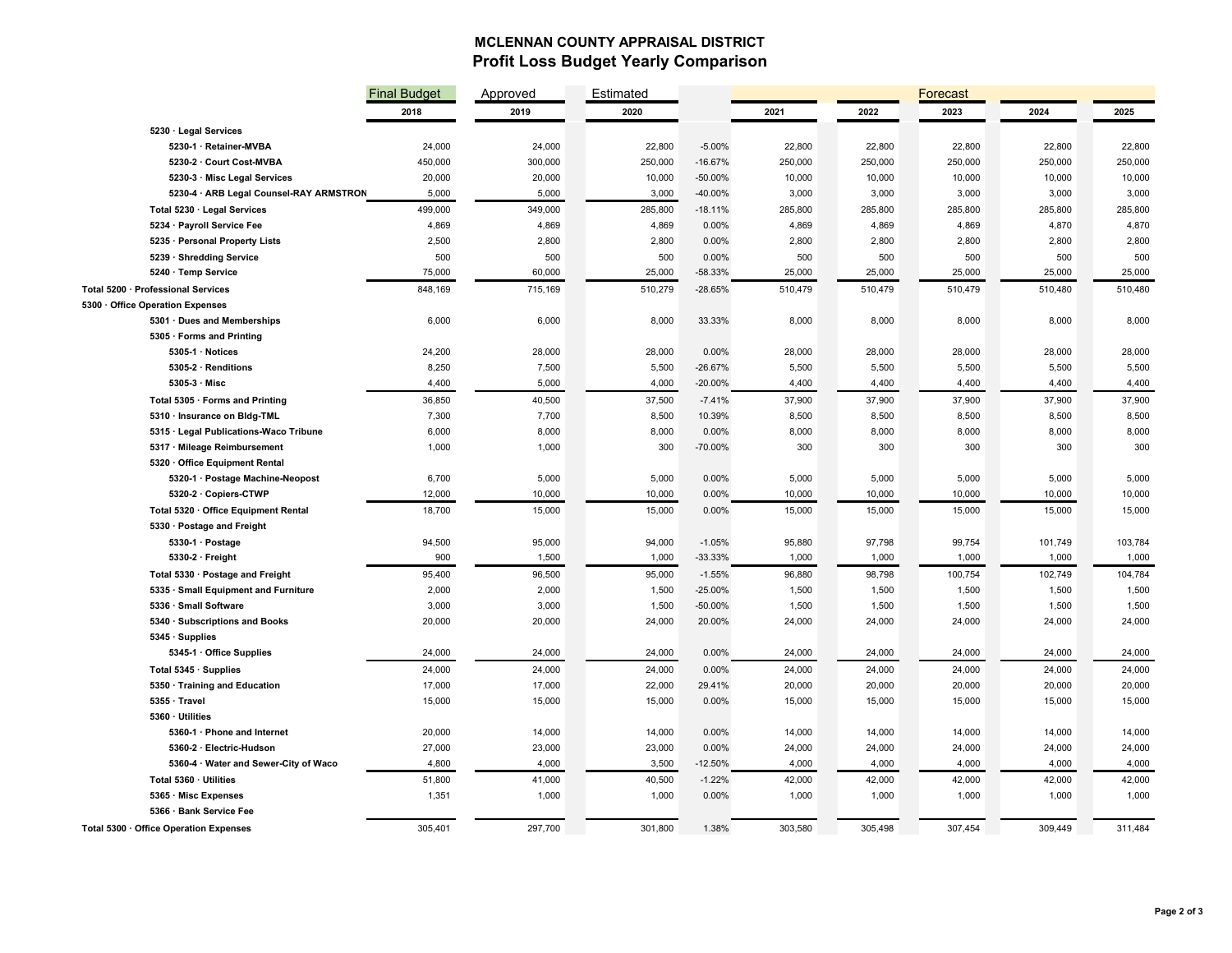## MCLENNAN COUNTY APPRAISAL DISTRICT
## Profit Loss Budget Yearly Comparison

| | Final Budget | Approved | Estimated | | Forecast | | | | |
|---|---|---|---|---|---|---|---|---|---|
| | 2018 | 2019 | 2020 | | 2021 | 2022 | 2023 | 2024 | 2025 |
| **5230 · Legal Services** | | | | | | | | | |
| **5230-1 · Retainer-MVBA** | 24,000 | 24,000 | 22,800 | -5.00% | 22,800 | 22,800 | 22,800 | 22,800 | 22,800 |
| **5230-2 · Court Cost-MVBA** | 450,000 | 300,000 | 250,000 | -16.67% | 250,000 | 250,000 | 250,000 | 250,000 | 250,000 |
| **5230-3 · Misc Legal Services** | 20,000 | 20,000 | 10,000 | -50.00% | 10,000 | 10,000 | 10,000 | 10,000 | 10,000 |
| **5230-4 · ARB Legal Counsel-RAY ARMSTRON** | 5,000 | 5,000 | 3,000 | -40.00% | 3,000 | 3,000 | 3,000 | 3,000 | 3,000 |
| **Total 5230 · Legal Services** | 499,000 | 349,000 | 285,800 | -18.11% | 285,800 | 285,800 | 285,800 | 285,800 | 285,800 |
| **5234 · Payroll Service Fee** | 4,869 | 4,869 | 4,869 | 0.00% | 4,869 | 4,869 | 4,869 | 4,870 | 4,870 |
| **5235 · Personal Property Lists** | 2,500 | 2,800 | 2,800 | 0.00% | 2,800 | 2,800 | 2,800 | 2,800 | 2,800 |
| **5239 · Shredding Service** | 500 | 500 | 500 | 0.00% | 500 | 500 | 500 | 500 | 500 |
| **5240 · Temp Service** | 75,000 | 60,000 | 25,000 | -58.33% | 25,000 | 25,000 | 25,000 | 25,000 | 25,000 |
| **Total 5200 · Professional Services** | 848,169 | 715,169 | 510,279 | -28.65% | 510,479 | 510,479 | 510,479 | 510,480 | 510,480 |
| **5300 · Office Operation Expenses** | | | | | | | | | |
| **5301 · Dues and Memberships** | 6,000 | 6,000 | 8,000 | 33.33% | 8,000 | 8,000 | 8,000 | 8,000 | 8,000 |
| **5305 · Forms and Printing** | | | | | | | | | |
| **5305-1 · Notices** | 24,200 | 28,000 | 28,000 | 0.00% | 28,000 | 28,000 | 28,000 | 28,000 | 28,000 |
| **5305-2 · Renditions** | 8,250 | 7,500 | 5,500 | -26.67% | 5,500 | 5,500 | 5,500 | 5,500 | 5,500 |
| **5305-3 · Misc** | 4,400 | 5,000 | 4,000 | -20.00% | 4,400 | 4,400 | 4,400 | 4,400 | 4,400 |
| **Total 5305 · Forms and Printing** | 36,850 | 40,500 | 37,500 | -7.41% | 37,900 | 37,900 | 37,900 | 37,900 | 37,900 |
| **5310 · Insurance on Bldg-TML** | 7,300 | 7,700 | 8,500 | 10.39% | 8,500 | 8,500 | 8,500 | 8,500 | 8,500 |
| **5315 · Legal Publications-Waco Tribune** | 6,000 | 8,000 | 8,000 | 0.00% | 8,000 | 8,000 | 8,000 | 8,000 | 8,000 |
| **5317 · Mileage Reimbursement** | 1,000 | 1,000 | 300 | -70.00% | 300 | 300 | 300 | 300 | 300 |
| **5320 · Office Equipment Rental** | | | | | | | | | |
| **5320-1 · Postage Machine-Neopost** | 6,700 | 5,000 | 5,000 | 0.00% | 5,000 | 5,000 | 5,000 | 5,000 | 5,000 |
| **5320-2 · Copiers-CTWP** | 12,000 | 10,000 | 10,000 | 0.00% | 10,000 | 10,000 | 10,000 | 10,000 | 10,000 |
| **Total 5320 · Office Equipment Rental** | 18,700 | 15,000 | 15,000 | 0.00% | 15,000 | 15,000 | 15,000 | 15,000 | 15,000 |
| **5330 · Postage and Freight** | | | | | | | | | |
| **5330-1 · Postage** | 94,500 | 95,000 | 94,000 | -1.05% | 95,880 | 97,798 | 99,754 | 101,749 | 103,784 |
| **5330-2 · Freight** | 900 | 1,500 | 1,000 | -33.33% | 1,000 | 1,000 | 1,000 | 1,000 | 1,000 |
| **Total 5330 · Postage and Freight** | 95,400 | 96,500 | 95,000 | -1.55% | 96,880 | 98,798 | 100,754 | 102,749 | 104,784 |
| **5335 · Small Equipment and Furniture** | 2,000 | 2,000 | 1,500 | -25.00% | 1,500 | 1,500 | 1,500 | 1,500 | 1,500 |
| **5336 · Small Software** | 3,000 | 3,000 | 1,500 | -50.00% | 1,500 | 1,500 | 1,500 | 1,500 | 1,500 |
| **5340 · Subscriptions and Books** | 20,000 | 20,000 | 24,000 | 20.00% | 24,000 | 24,000 | 24,000 | 24,000 | 24,000 |
| **5345 · Supplies** | | | | | | | | | |
| **5345-1 · Office Supplies** | 24,000 | 24,000 | 24,000 | 0.00% | 24,000 | 24,000 | 24,000 | 24,000 | 24,000 |
| **Total 5345 · Supplies** | 24,000 | 24,000 | 24,000 | 0.00% | 24,000 | 24,000 | 24,000 | 24,000 | 24,000 |
| **5350 · Training and Education** | 17,000 | 17,000 | 22,000 | 29.41% | 20,000 | 20,000 | 20,000 | 20,000 | 20,000 |
| **5355 · Travel** | 15,000 | 15,000 | 15,000 | 0.00% | 15,000 | 15,000 | 15,000 | 15,000 | 15,000 |
| **5360 · Utilities** | | | | | | | | | |
| **5360-1 · Phone and Internet** | 20,000 | 14,000 | 14,000 | 0.00% | 14,000 | 14,000 | 14,000 | 14,000 | 14,000 |
| **5360-2 · Electric-Hudson** | 27,000 | 23,000 | 23,000 | 0.00% | 24,000 | 24,000 | 24,000 | 24,000 | 24,000 |
| **5360-4 · Water and Sewer-City of Waco** | 4,800 | 4,000 | 3,500 | -12.50% | 4,000 | 4,000 | 4,000 | 4,000 | 4,000 |
| **Total 5360 · Utilities** | 51,800 | 41,000 | 40,500 | -1.22% | 42,000 | 42,000 | 42,000 | 42,000 | 42,000 |
| **5365 · Misc Expenses** | 1,351 | 1,000 | 1,000 | 0.00% | 1,000 | 1,000 | 1,000 | 1,000 | 1,000 |
| **5366 · Bank Service Fee** | | | | | | | | | |
| **Total 5300 · Office Operation Expenses** | 305,401 | 297,700 | 301,800 | 1.38% | 303,580 | 305,498 | 307,454 | 309,449 | 311,484 |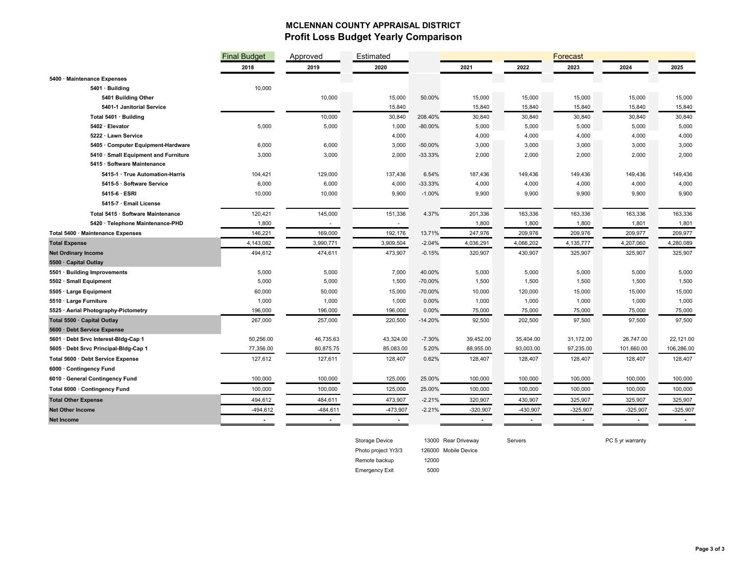## MCLENNAN COUNTY APPRAISAL DISTRICT
## Profit Loss Budget Yearly Comparison

| | Final Budget | Approved | Estimated | | | | Forecast | | |
|---|---|---|---|---|---|---|---|---|---|
| | 2018 | 2019 | 2020 | | 2021 | 2022 | 2023 | 2024 | 2025 |
| **5400 · Maintenance Expenses** | | | | | | | | | |
| 5401 · Building | 10,000 | | | | | | | | |
| 5401 Building Other | | 10,000 | 15,000 | 50.00% | 15,000 | 15,000 | 15,000 | 15,000 | 15,000 |
| 5401-1 Janitorial Service | | | 15,840 | | 15,840 | 15,840 | 15,840 | 15,840 | 15,840 |
| Total 5401 · Building | | 10,000 | 30,840 | 208.40% | 30,840 | 30,840 | 30,840 | 30,840 | 30,840 |
| 5402 · Elevator | 5,000 | 5,000 | 1,000 | -80.00% | 5,000 | 5,000 | 5,000 | 5,000 | 5,000 |
| 5222 · Lawn Service | | | 4,000 | | 4,000 | 4,000 | 4,000 | 4,000 | 4,000 |
| 5405 · Computer Equipment-Hardware | 6,000 | 6,000 | 3,000 | -50.00% | 3,000 | 3,000 | 3,000 | 3,000 | 3,000 |
| 5410 · Small Equipment and Furniture | 3,000 | 3,000 | 2,000 | -33.33% | 2,000 | 2,000 | 2,000 | 2,000 | 2,000 |
| 5415 · Software Maintenance | | | | | | | | | |
| 5415-1 · True Automation-Harris | 104,421 | 129,000 | 137,436 | 6.54% | 187,436 | 149,436 | 149,436 | 149,436 | 149,436 |
| 5415-5 · Software Service | 6,000 | 6,000 | 4,000 | -33.33% | 4,000 | 4,000 | 4,000 | 4,000 | 4,000 |
| 5415-6 · ESRI | 10,000 | 10,000 | 9,900 | -1.00% | 9,900 | 9,900 | 9,900 | 9,900 | 9,900 |
| 5415-7 · Email License | | | | | | | | | |
| Total 5415 · Software Maintenance | 120,421 | 145,000 | 151,336 | 4.37% | 201,336 | 163,336 | 163,336 | 163,336 | 163,336 |
| 5420 · Telephone Maintenance-PHD | 1,800 | - | - | | 1,800 | 1,800 | 1,800 | 1,801 | 1,801 |
| **Total 5400 · Maintenance Expenses** | 146,221 | 169,000 | 192,176 | 13.71% | 247,976 | 209,976 | 209,976 | 209,977 | 209,977 |
| **Total Expense** | 4,143,082 | 3,990,771 | 3,909,504 | -2.04% | 4,036,291 | 4,066,202 | 4,135,777 | 4,207,060 | 4,280,089 |
| **Net Ordinary Income** | 494,612 | 474,611 | 473,907 | -0.15% | 320,907 | 430,907 | 325,907 | 325,907 | 325,907 |
| **5500 · Capital Outlay** | | | | | | | | | |
| 5501 · Building Improvements | 5,000 | 5,000 | 7,000 | 40.00% | 5,000 | 5,000 | 5,000 | 5,000 | 5,000 |
| 5502 · Small Equipment | 5,000 | 5,000 | 1,500 | -70.00% | 1,500 | 1,500 | 1,500 | 1,500 | 1,500 |
| 5505 · Large Equipment | 60,000 | 50,000 | 15,000 | -70.00% | 10,000 | 120,000 | 15,000 | 15,000 | 15,000 |
| 5510 · Large Furniture | 1,000 | 1,000 | 1,000 | 0.00% | 1,000 | 1,000 | 1,000 | 1,000 | 1,000 |
| 5525 · Aerial Photography-Pictometry | 196,000 | 196,000 | 196,000 | 0.00% | 75,000 | 75,000 | 75,000 | 75,000 | 75,000 |
| **Total 5500 · Capital Outlay** | 267,000 | 257,000 | 220,500 | -14.20% | 92,500 | 202,500 | 97,500 | 97,500 | 97,500 |
| **5600 · Debt Service Expense** | | | | | | | | | |
| 5601 · Debt Srvc Interest-Bldg-Cap 1 | 50,256.00 | 46,735.63 | 43,324.00 | -7.30% | 39,452.00 | 35,404.00 | 31,172.00 | 26,747.00 | 22,121.00 |
| 5605 · Debt Srvc Principal-Bldg-Cap 1 | 77,356.00 | 80,875.75 | 85,083.00 | 5.20% | 88,955.00 | 93,003.00 | 97,235.00 | 101,660.00 | 106,286.00 |
| **Total 5600 · Debt Service Expense** | 127,612 | 127,611 | 128,407 | 0.62% | 128,407 | 128,407 | 128,407 | 128,407 | 128,407 |
| **6000 · Contingency Fund** | | | | | | | | | |
| 6010 · General Contingency Fund | 100,000 | 100,000 | 125,000 | 25.00% | 100,000 | 100,000 | 100,000 | 100,000 | 100,000 |
| **Total 6000 · Contingency Fund** | 100,000 | 100,000 | 125,000 | 25.00% | 100,000 | 100,000 | 100,000 | 100,000 | 100,000 |
| **Total Other Expense** | 494,612 | 484,611 | 473,907 | -2.21% | 320,907 | 430,907 | 325,907 | 325,907 | 325,907 |
| **Net Other Income** | -494,612 | -484,611 | -473,907 | -2.21% | -320,907 | -430,907 | -325,907 | -325,907 | -325,907 |
| **Net Income** | - | - | - | | - | - | - | - | - |

| | | | |
|---|---|---|---|
| Storage Device | 13000 | Rear Driveway | Servers | PC 5 yr warranty |
| Photo project Yr3/3 | 126000 | Mobile Device | | |
| Remote backup | 12000 | | | |
| Emergency Exit | 5000 | | | |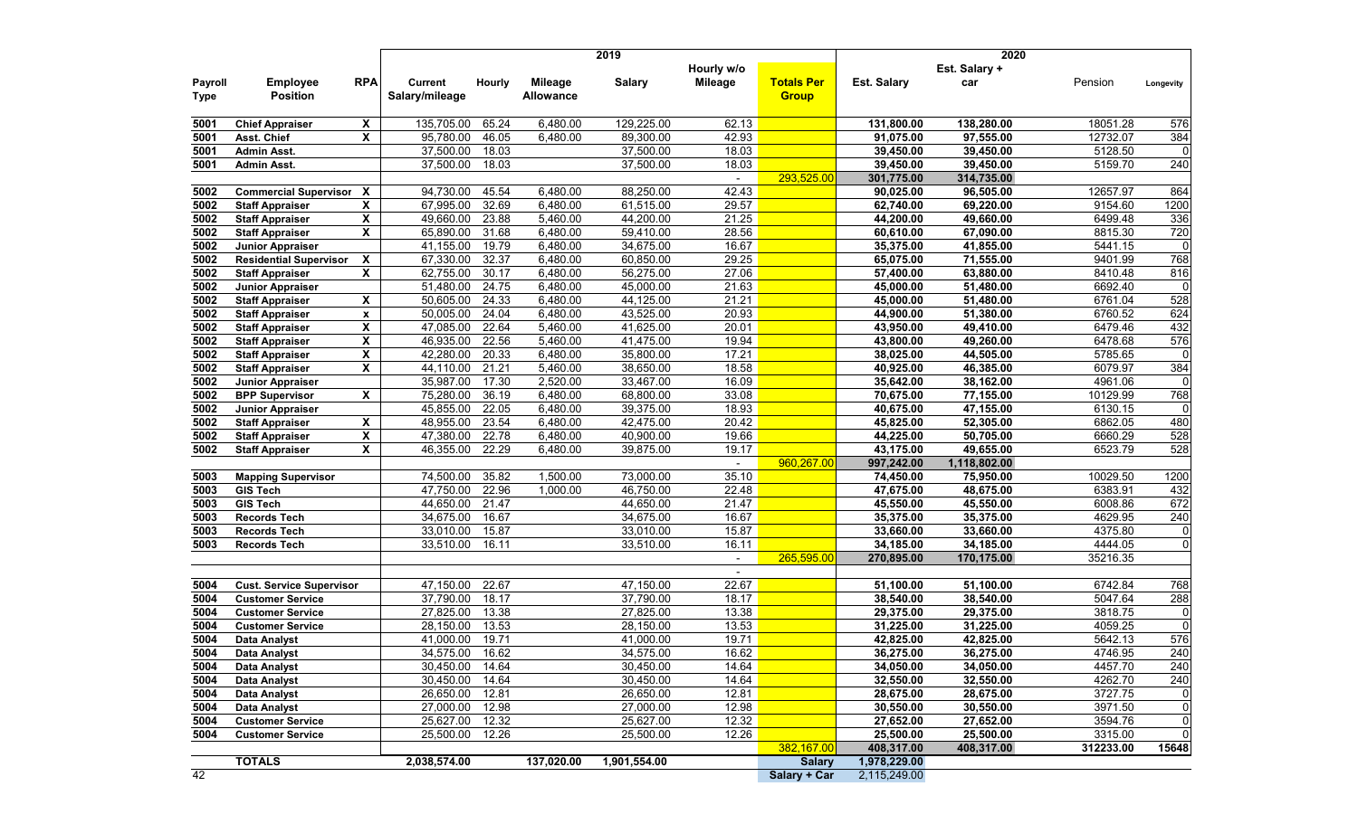| Payroll Type | Employee Position | RPA | 2019 Current Salary/mileage | Hourly | Mileage Allowance | Salary | Hourly w/o Mileage | Totals Per Group | 2020 Est. Salary | Est. Salary + car | Pension | Longevity |
|---|---|---|---|---|---|---|---|---|---|---|---|---|
| 5001 | Chief Appraiser | X | 135,705.00 | 65.24 | 6,480.00 | 129,225.00 | 62.13 | | 131,800.00 | 138,280.00 | 18051.28 | 576 |
| 5001 | Asst. Chief | X | 95,780.00 | 46.05 | 6,480.00 | 89,300.00 | 42.93 | | 91,075.00 | 97,555.00 | 12732.07 | 384 |
| 5001 | Admin Asst. | | 37,500.00 | 18.03 | | 37,500.00 | 18.03 | | 39,450.00 | 39,450.00 | 5128.50 | 0 |
| 5001 | Admin Asst. | | 37,500.00 | 18.03 | | 37,500.00 | 18.03 | | 39,450.00 | 39,450.00 | 5159.70 | 240 |
| | | | | | | | - | 293,525.00 | 301,775.00 | 314,735.00 | | |
| 5002 | Commercial Supervisor | X | 94,730.00 | 45.54 | 6,480.00 | 88,250.00 | 42.43 | | 90,025.00 | 96,505.00 | 12657.97 | 864 |
| 5002 | Staff Appraiser | X | 67,995.00 | 32.69 | 6,480.00 | 61,515.00 | 29.57 | | 62,740.00 | 69,220.00 | 9154.60 | 1200 |
| 5002 | Staff Appraiser | X | 49,660.00 | 23.88 | 5,460.00 | 44,200.00 | 21.25 | | 44,200.00 | 49,660.00 | 6499.48 | 336 |
| 5002 | Staff Appraiser | X | 65,890.00 | 31.68 | 6,480.00 | 59,410.00 | 28.56 | | 60,610.00 | 67,090.00 | 8815.30 | 720 |
| 5002 | Junior Appraiser | | 41,155.00 | 19.79 | 6,480.00 | 34,675.00 | 16.67 | | 35,375.00 | 41,855.00 | 5441.15 | 0 |
| 5002 | Residential Supervisor | X | 67,330.00 | 32.37 | 6,480.00 | 60,850.00 | 29.25 | | 65,075.00 | 71,555.00 | 9401.99 | 768 |
| 5002 | Staff Appraiser | X | 62,755.00 | 30.17 | 6,480.00 | 56,275.00 | 27.06 | | 57,400.00 | 63,880.00 | 8410.48 | 816 |
| 5002 | Junior Appraiser | | 51,480.00 | 24.75 | 6,480.00 | 45,000.00 | 21.63 | | 45,000.00 | 51,480.00 | 6692.40 | 0 |
| 5002 | Staff Appraiser | X | 50,605.00 | 24.33 | 6,480.00 | 44,125.00 | 21.21 | | 45,000.00 | 51,480.00 | 6761.04 | 528 |
| 5002 | Staff Appraiser | x | 50,005.00 | 24.04 | 6,480.00 | 43,525.00 | 20.93 | | 44,900.00 | 51,380.00 | 6760.52 | 624 |
| 5002 | Staff Appraiser | X | 47,085.00 | 22.64 | 5,460.00 | 41,625.00 | 20.01 | | 43,950.00 | 49,410.00 | 6479.46 | 432 |
| 5002 | Staff Appraiser | X | 46,935.00 | 22.56 | 5,460.00 | 41,475.00 | 19.94 | | 43,800.00 | 49,260.00 | 6478.68 | 576 |
| 5002 | Staff Appraiser | X | 42,280.00 | 20.33 | 6,480.00 | 35,800.00 | 17.21 | | 38,025.00 | 44,505.00 | 5785.65 | 0 |
| 5002 | Staff Appraiser | X | 44,110.00 | 21.21 | 5,460.00 | 38,650.00 | 18.58 | | 40,925.00 | 46,385.00 | 6079.97 | 384 |
| 5002 | Junior Appraiser | | 35,987.00 | 17.30 | 2,520.00 | 33,467.00 | 16.09 | | 35,642.00 | 38,162.00 | 4961.06 | 0 |
| 5002 | BPP Supervisor | X | 75,280.00 | 36.19 | 6,480.00 | 68,800.00 | 33.08 | | 70,675.00 | 77,155.00 | 10129.99 | 768 |
| 5002 | Junior Appraiser | | 45,855.00 | 22.05 | 6,480.00 | 39,375.00 | 18.93 | | 40,675.00 | 47,155.00 | 6130.15 | 0 |
| 5002 | Staff Appraiser | X | 48,955.00 | 23.54 | 6,480.00 | 42,475.00 | 20.42 | | 45,825.00 | 52,305.00 | 6862.05 | 480 |
| 5002 | Staff Appraiser | X | 47,380.00 | 22.78 | 6,480.00 | 40,900.00 | 19.66 | | 44,225.00 | 50,705.00 | 6660.29 | 528 |
| 5002 | Staff Appraiser | X | 46,355.00 | 22.29 | 6,480.00 | 39,875.00 | 19.17 | | 43,175.00 | 49,655.00 | 6523.79 | 528 |
| | | | | | | | - | 960,267.00 | 997,242.00 | 1,118,802.00 | | |
| 5003 | Mapping Supervisor | | 74,500.00 | 35.82 | 1,500.00 | 73,000.00 | 35.10 | | 74,450.00 | 75,950.00 | 10029.50 | 1200 |
| 5003 | GIS Tech | | 47,750.00 | 22.96 | 1,000.00 | 46,750.00 | 22.48 | | 47,675.00 | 48,675.00 | 6383.91 | 432 |
| 5003 | GIS Tech | | 44,650.00 | 21.47 | | 44,650.00 | 21.47 | | 45,550.00 | 45,550.00 | 6008.86 | 672 |
| 5003 | Records Tech | | 34,675.00 | 16.67 | | 34,675.00 | 16.67 | | 35,375.00 | 35,375.00 | 4629.95 | 240 |
| 5003 | Records Tech | | 33,010.00 | 15.87 | | 33,010.00 | 15.87 | | 33,660.00 | 33,660.00 | 4375.80 | 0 |
| 5003 | Records Tech | | 33,510.00 | 16.11 | | 33,510.00 | 16.11 | | 34,185.00 | 34,185.00 | 4444.05 | 0 |
| | | | | | | | - | 265,595.00 | 270,895.00 | 170,175.00 | 35216.35 | |
| | | | | | | | - | | | | | |
| 5004 | Cust. Service Supervisor | | 47,150.00 | 22.67 | | 47,150.00 | 22.67 | | 51,100.00 | 51,100.00 | 6742.84 | 768 |
| 5004 | Customer Service | | 37,790.00 | 18.17 | | 37,790.00 | 18.17 | | 38,540.00 | 38,540.00 | 5047.64 | 288 |
| 5004 | Customer Service | | 27,825.00 | 13.38 | | 27,825.00 | 13.38 | | 29,375.00 | 29,375.00 | 3818.75 | 0 |
| 5004 | Customer Service | | 28,150.00 | 13.53 | | 28,150.00 | 13.53 | | 31,225.00 | 31,225.00 | 4059.25 | 0 |
| 5004 | Data Analyst | | 41,000.00 | 19.71 | | 41,000.00 | 19.71 | | 42,825.00 | 42,825.00 | 5642.13 | 576 |
| 5004 | Data Analyst | | 34,575.00 | 16.62 | | 34,575.00 | 16.62 | | 36,275.00 | 36,275.00 | 4746.95 | 240 |
| 5004 | Data Analyst | | 30,450.00 | 14.64 | | 30,450.00 | 14.64 | | 34,050.00 | 34,050.00 | 4457.70 | 240 |
| 5004 | Data Analyst | | 30,450.00 | 14.64 | | 30,450.00 | 14.64 | | 32,550.00 | 32,550.00 | 4262.70 | 240 |
| 5004 | Data Analyst | | 26,650.00 | 12.81 | | 26,650.00 | 12.81 | | 28,675.00 | 28,675.00 | 3727.75 | 0 |
| 5004 | Data Analyst | | 27,000.00 | 12.98 | | 27,000.00 | 12.98 | | 30,550.00 | 30,550.00 | 3971.50 | 0 |
| 5004 | Customer Service | | 25,627.00 | 12.32 | | 25,627.00 | 12.32 | | 27,652.00 | 27,652.00 | 3594.76 | 0 |
| 5004 | Customer Service | | 25,500.00 | 12.26 | | 25,500.00 | 12.26 | | 25,500.00 | 25,500.00 | 3315.00 | 0 |
| | | | | | | | | 382,167.00 | 408,317.00 | 408,317.00 | 312233.00 | 15648 |
| | TOTALS | | 2,038,574.00 | | 137,020.00 | 1,901,554.00 | | Salary | 1,978,229.00 | | | |
| 42 | | | | | | | | Salary + Car | 2,115,249.00 | | | |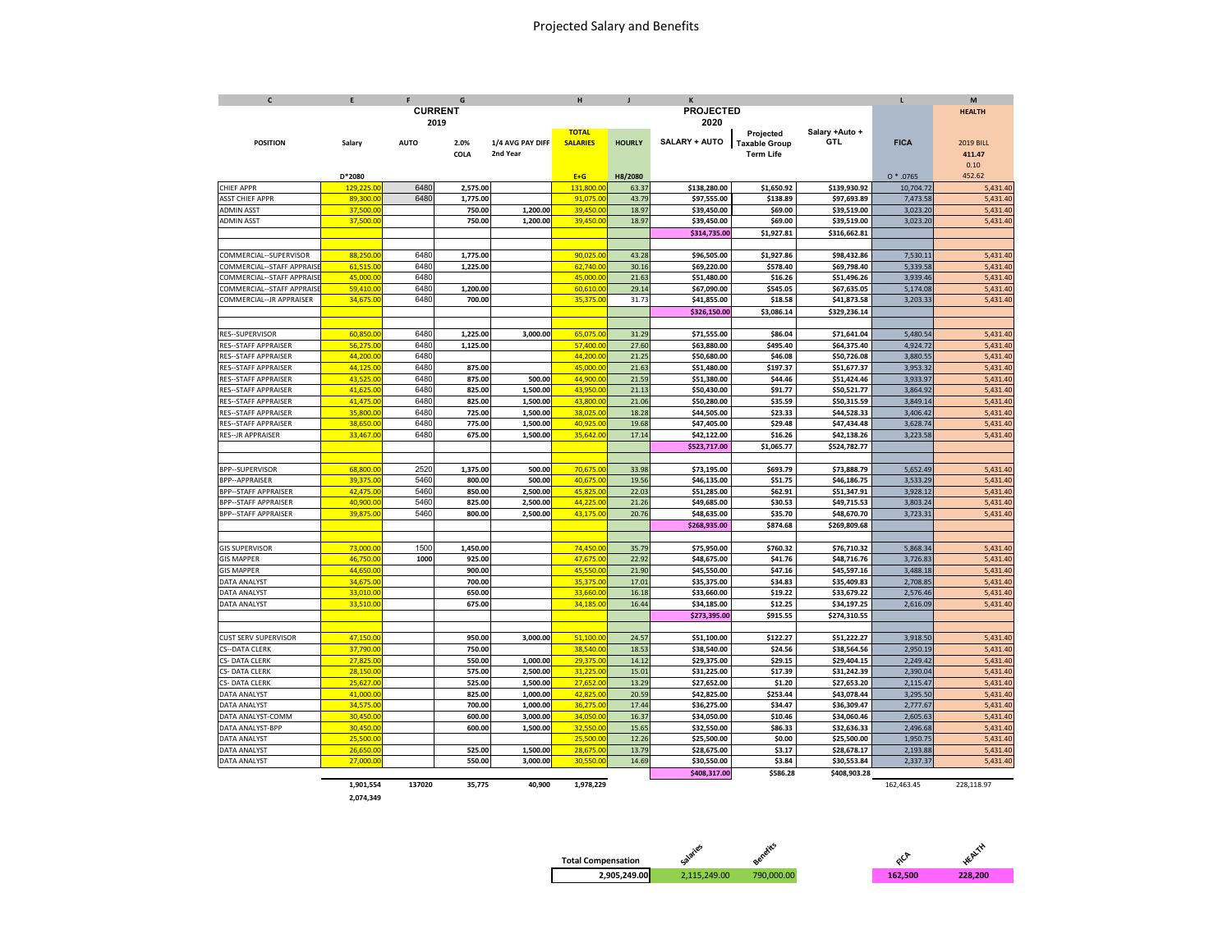# Projected Salary and Benefits

| C | E | F | G | | H | J | K | | | L | M |
|---|---|---|---|---|---|---|---|---|---|---|---|
| | CURRENT 2019 | | | | | | PROJECTED 2020 | | | | HEALTH |
| POSITION | Salary | AUTO | 2.0% COLA | 1/4 AVG PAY DIFF 2nd Year | TOTAL SALARIES | HOURLY | SALARY + AUTO | Projected Taxable Group Term Life | Salary +Auto + GTL | FICA | 2019 BILL 411.47 0.10 452.62 |
| | D*2080 | | | | E+G | H8/2080 | | | | O * .0765 | |
| CHIEF APPR | 129,225.00 | 6480 | 2,575.00 | | 131,800.00 | 63.37 | $138,280.00 | $1,650.92 | $139,930.92 | 10,704.72 | 5,431.40 |
| ASST CHIEF APPR | 89,300.00 | 6480 | 1,775.00 | | 91,075.00 | 43.79 | $97,555.00 | $138.89 | $97,693.89 | 7,473.58 | 5,431.40 |
| ADMIN ASST | 37,500.00 | | 750.00 | 1,200.00 | 39,450.00 | 18.97 | $39,450.00 | $69.00 | $39,519.00 | 3,023.20 | 5,431.40 |
| ADMIN ASST | 37,500.00 | | 750.00 | 1,200.00 | 39,450.00 | 18.97 | $39,450.00 | $69.00 | $39,519.00 | 3,023.20 | 5,431.40 |
| | | | | | | | $314,735.00 | $1,927.81 | $316,662.81 | | |
| COMMERCIAL--SUPERVISOR | 88,250.00 | 6480 | 1,775.00 | | 90,025.00 | 43.28 | $96,505.00 | $1,927.86 | $98,432.86 | 7,530.11 | 5,431.40 |
| COMMERCIAL--STAFF APPRAISE | 61,515.00 | 6480 | 1,225.00 | | 62,740.00 | 30.16 | $69,220.00 | $578.40 | $69,798.40 | 5,339.58 | 5,431.40 |
| COMMERCIAL--STAFF APPRAISE | 45,000.00 | 6480 | | | 45,000.00 | 21.63 | $51,480.00 | $16.26 | $51,496.26 | 3,939.46 | 5,431.40 |
| COMMERCIAL--STAFF APPRAISE | 59,410.00 | 6480 | 1,200.00 | | 60,610.00 | 29.14 | $67,090.00 | $545.05 | $67,635.05 | 5,174.08 | 5,431.40 |
| COMMERCIAL--JR APPRAISER | 34,675.00 | 6480 | 700.00 | | 35,375.00 | 31.73 | $41,855.00 | $18.58 | $41,873.58 | 3,203.33 | 5,431.40 |
| | | | | | | | $326,150.00 | $3,086.14 | $329,236.14 | | |
| RES--SUPERVISOR | 60,850.00 | 6480 | 1,225.00 | 3,000.00 | 65,075.00 | 31.29 | $71,555.00 | $86.04 | $71,641.04 | 5,480.54 | 5,431.40 |
| RES--STAFF APPRAISER | 56,275.00 | 6480 | 1,125.00 | | 57,400.00 | 27.60 | $63,880.00 | $495.40 | $64,375.40 | 4,924.72 | 5,431.40 |
| RES--STAFF APPRAISER | 44,200.00 | 6480 | | | 44,200.00 | 21.25 | $50,680.00 | $46.08 | $50,726.08 | 3,880.55 | 5,431.40 |
| RES--STAFF APPRAISER | 44,125.00 | 6480 | 875.00 | | 45,000.00 | 21.63 | $51,480.00 | $197.37 | $51,677.37 | 3,953.32 | 5,431.40 |
| RES--STAFF APPRAISER | 43,525.00 | 6480 | 875.00 | 500.00 | 44,900.00 | 21.59 | $51,380.00 | $44.46 | $51,424.46 | 3,933.97 | 5,431.40 |
| RES--STAFF APPRAISER | 41,625.00 | 6480 | 825.00 | 1,500.00 | 43,950.00 | 21.13 | $50,430.00 | $91.77 | $50,521.77 | 3,864.92 | 5,431.40 |
| RES--STAFF APPRAISER | 41,475.00 | 6480 | 825.00 | 1,500.00 | 43,800.00 | 21.06 | $50,280.00 | $35.59 | $50,315.59 | 3,849.14 | 5,431.40 |
| RES--STAFF APPRAISER | 35,800.00 | 6480 | 725.00 | 1,500.00 | 38,025.00 | 18.28 | $44,505.00 | $23.33 | $44,528.33 | 3,406.42 | 5,431.40 |
| RES--STAFF APPRAISER | 38,650.00 | 6480 | 775.00 | 1,500.00 | 40,925.00 | 19.68 | $47,405.00 | $29.48 | $47,434.48 | 3,628.74 | 5,431.40 |
| RES--JR APPRAISER | 33,467.00 | 6480 | 675.00 | 1,500.00 | 35,642.00 | 17.14 | $42,122.00 | $16.26 | $42,138.26 | 3,223.58 | 5,431.40 |
| | | | | | | | $523,717.00 | $1,065.77 | $524,782.77 | | |
| BPP--SUPERVISOR | 68,800.00 | 2520 | 1,375.00 | 500.00 | 70,675.00 | 33.98 | $73,195.00 | $693.79 | $73,888.79 | 5,652.49 | 5,431.40 |
| BPP--APPRAISER | 39,375.00 | 5460 | 800.00 | 500.00 | 40,675.00 | 19.56 | $46,135.00 | $51.75 | $46,186.75 | 3,533.29 | 5,431.40 |
| BPP--STAFF APPRAISER | 42,475.00 | 5460 | 850.00 | 2,500.00 | 45,825.00 | 22.03 | $51,285.00 | $62.91 | $51,347.91 | 3,928.12 | 5,431.40 |
| BPP--STAFF APPRAISER | 40,900.00 | 5460 | 825.00 | 2,500.00 | 44,225.00 | 21.26 | $49,685.00 | $30.53 | $49,715.53 | 3,803.24 | 5,431.40 |
| BPP--STAFF APPRAISER | 39,875.00 | 5460 | 800.00 | 2,500.00 | 43,175.00 | 20.76 | $48,635.00 | $35.70 | $48,670.70 | 3,723.31 | 5,431.40 |
| | | | | | | | $268,935.00 | $874.68 | $269,809.68 | | |
| GIS SUPERVISOR | 73,000.00 | 1500 | 1,450.00 | | 74,450.00 | 35.79 | $75,950.00 | $760.32 | $76,710.32 | 5,868.34 | 5,431.40 |
| GIS MAPPER | 46,750.00 | 1000 | 925.00 | | 47,675.00 | 22.92 | $48,675.00 | $41.76 | $48,716.76 | 3,726.83 | 5,431.40 |
| GIS MAPPER | 44,650.00 | | 900.00 | | 45,550.00 | 21.90 | $45,550.00 | $47.16 | $45,597.16 | 3,488.18 | 5,431.40 |
| DATA ANALYST | 34,675.00 | | 700.00 | | 35,375.00 | 17.01 | $35,375.00 | $34.83 | $35,409.83 | 2,708.85 | 5,431.40 |
| DATA ANALYST | 33,010.00 | | 650.00 | | 33,660.00 | 16.18 | $33,660.00 | $19.22 | $33,679.22 | 2,576.46 | 5,431.40 |
| DATA ANALYST | 33,510.00 | | 675.00 | | 34,185.00 | 16.44 | $34,185.00 | $12.25 | $34,197.25 | 2,616.09 | 5,431.40 |
| | | | | | | | $273,395.00 | $915.55 | $274,310.55 | | |
| CUST SERV SUPERVISOR | 47,150.00 | | 950.00 | 3,000.00 | 51,100.00 | 24.57 | $51,100.00 | $122.27 | $51,222.27 | 3,918.50 | 5,431.40 |
| CS--DATA CLERK | 37,790.00 | | 750.00 | | 38,540.00 | 18.53 | $38,540.00 | $24.56 | $38,564.56 | 2,950.19 | 5,431.40 |
| CS- DATA CLERK | 27,825.00 | | 550.00 | 1,000.00 | 29,375.00 | 14.12 | $29,375.00 | $29.15 | $29,404.15 | 2,249.42 | 5,431.40 |
| CS- DATA CLERK | 28,150.00 | | 575.00 | 2,500.00 | 31,225.00 | 15.01 | $31,225.00 | $17.39 | $31,242.39 | 2,390.04 | 5,431.40 |
| CS- DATA CLERK | 25,627.00 | | 525.00 | 1,500.00 | 27,652.00 | 13.29 | $27,652.00 | $1.20 | $27,653.20 | 2,115.47 | 5,431.40 |
| DATA ANALYST | 41,000.00 | | 825.00 | 1,000.00 | 42,825.00 | 20.59 | $42,825.00 | $253.44 | $43,078.44 | 3,295.50 | 5,431.40 |
| DATA ANALYST | 34,575.00 | | 700.00 | 1,000.00 | 36,275.00 | 17.44 | $36,275.00 | $34.47 | $36,309.47 | 2,777.67 | 5,431.40 |
| DATA ANALYST-COMM | 30,450.00 | | 600.00 | 3,000.00 | 34,050.00 | 16.37 | $34,050.00 | $10.46 | $34,060.46 | 2,605.63 | 5,431.40 |
| DATA ANALYST-BPP | 30,450.00 | | 600.00 | 1,500.00 | 32,550.00 | 15.65 | $32,550.00 | $86.33 | $32,636.33 | 2,496.68 | 5,431.40 |
| DATA ANALYST | 25,500.00 | | | | 25,500.00 | 12.26 | $25,500.00 | $0.00 | $25,500.00 | 1,950.75 | 5,431.40 |
| DATA ANALYST | 26,650.00 | | 525.00 | 1,500.00 | 28,675.00 | 13.79 | $28,675.00 | $3.17 | $28,678.17 | 2,193.88 | 5,431.40 |
| DATA ANALYST | 27,000.00 | | 550.00 | 3,000.00 | 30,550.00 | 14.69 | $30,550.00 | $3.84 | $30,553.84 | 2,337.37 | 5,431.40 |
| | | | | | | | $408,317.00 | $586.28 | $408,903.28 | | |
| | 1,901,554 | 137020 | 35,775 | 40,900 | 1,978,229 | | | | | 162,463.45 | 228,118.97 |
| | 2,074,349 | | | | | | | | | | |

| Total Compensation | Salaries | Benefits | FICA | HEALTH |
|---|---|---|---|---|
| 2,905,249.00 | 2,115,249.00 | 790,000.00 | 162,500 | 228,200 |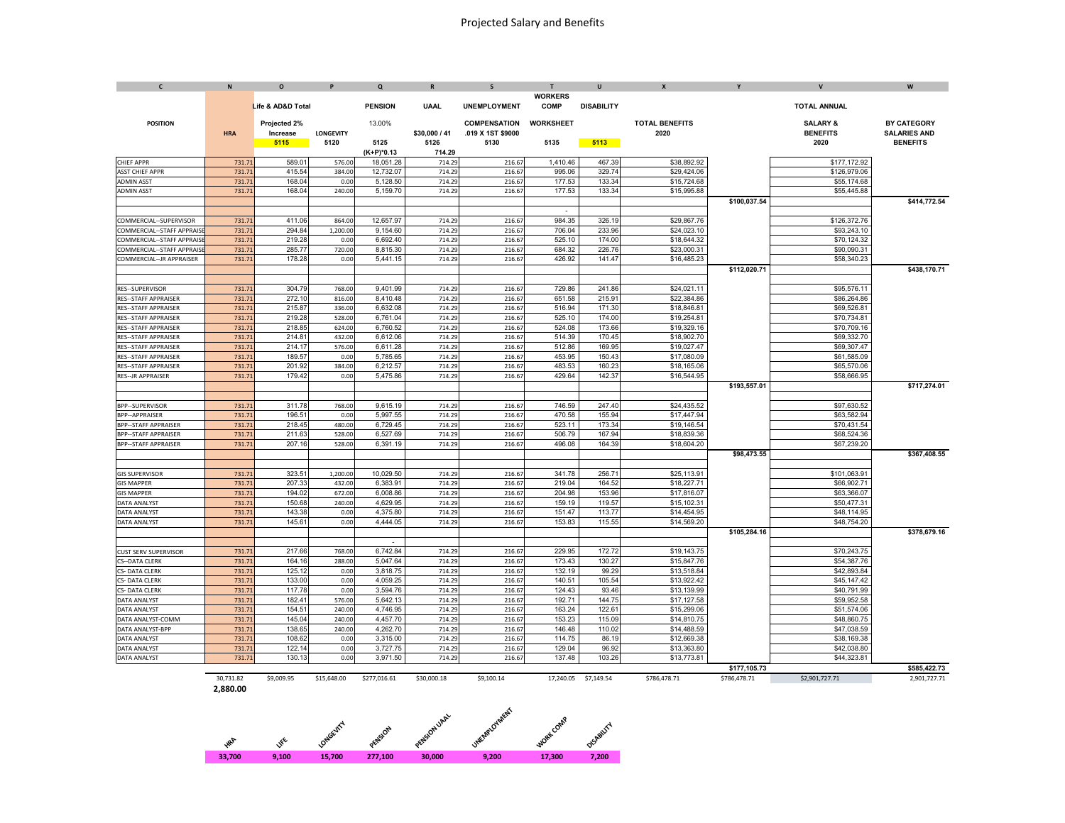# Projected Salary and Benefits

| C | N | O | P | Q | R | S | T | U | X | Y | V | W |
|---|---|---|---|---|---|---|---|---|---|---|---|---|
| | | Life & AD&D Total | | PENSION | UAAL | UNEMPLOYMENT | WORKERS COMP | DISABILITY | | | TOTAL ANNUAL | |
| POSITION | HRA | Projected 2% Increase | LONGEVITY | 13.00% | $30,000 / 41 | COMPENSATION .019 X 1ST $9000 | WORKSHEET | | TOTAL BENEFITS 2020 | | SALARY & BENEFITS 2020 | BY CATEGORY SALARIES AND BENEFITS |
| | | 5115 | 5120 | 5125 | 5126 | 5130 | 5135 | 5113 | | | | |
| | | | | (K+P)*0.13 | 714.29 | | | | | | | |
| CHIEF APPR | 731.71 | 589.01 | 576.00 | 18,051.28 | 714.29 | 216.67 | 1,410.46 | 467.39 | $38,892.92 | | $177,172.92 | |
| ASST CHIEF APPR | 731.71 | 415.54 | 384.00 | 12,732.07 | 714.29 | 216.67 | 995.06 | 329.74 | $29,424.06 | | $126,979.06 | |
| ADMIN ASST | 731.71 | 168.04 | 0.00 | 5,128.50 | 714.29 | 216.67 | 177.53 | 133.34 | $15,724.68 | | $55,174.68 | |
| ADMIN ASST | 731.71 | 168.04 | 240.00 | 5,159.70 | 714.29 | 216.67 | 177.53 | 133.34 | $15,995.88 | | $55,445.88 | |
| | | | | | | | | | | $100,037.54 | | $414,772.54 |
| | | | | | | | - | | | | | |
| COMMERCIAL--SUPERVISOR | 731.71 | 411.06 | 864.00 | 12,657.97 | 714.29 | 216.67 | 984.35 | 326.19 | $29,867.76 | | $126,372.76 | |
| COMMERCIAL--STAFF APPRAISE | 731.71 | 294.84 | 1,200.00 | 9,154.60 | 714.29 | 216.67 | 706.04 | 233.96 | $24,023.10 | | $93,243.10 | |
| COMMERCIAL--STAFF APPRAISE | 731.71 | 219.28 | 0.00 | 6,692.40 | 714.29 | 216.67 | 525.10 | 174.00 | $18,644.32 | | $70,124.32 | |
| COMMERCIAL--STAFF APPRAISE | 731.71 | 285.77 | 720.00 | 8,815.30 | 714.29 | 216.67 | 684.32 | 226.76 | $23,000.31 | | $90,090.31 | |
| COMMERCIAL--JR APPRAISER | 731.71 | 178.28 | 0.00 | 5,441.15 | 714.29 | 216.67 | 426.92 | 141.47 | $16,485.23 | | $58,340.23 | |
| | | | | | | | | | | $112,020.71 | | $438,170.71 |
| RES--SUPERVISOR | 731.71 | 304.79 | 768.00 | 9,401.99 | 714.29 | 216.67 | 729.86 | 241.86 | $24,021.11 | | $95,576.11 | |
| RES--STAFF APPRAISER | 731.71 | 272.10 | 816.00 | 8,410.48 | 714.29 | 216.67 | 651.58 | 215.91 | $22,384.86 | | $86,264.86 | |
| RES--STAFF APPRAISER | 731.71 | 215.87 | 336.00 | 6,632.08 | 714.29 | 216.67 | 516.94 | 171.30 | $18,846.81 | | $69,526.81 | |
| RES--STAFF APPRAISER | 731.71 | 219.28 | 528.00 | 6,761.04 | 714.29 | 216.67 | 525.10 | 174.00 | $19,254.81 | | $70,734.81 | |
| RES--STAFF APPRAISER | 731.71 | 218.85 | 624.00 | 6,760.52 | 714.29 | 216.67 | 524.08 | 173.66 | $19,329.16 | | $70,709.16 | |
| RES--STAFF APPRAISER | 731.71 | 214.81 | 432.00 | 6,612.06 | 714.29 | 216.67 | 514.39 | 170.45 | $18,902.70 | | $69,332.70 | |
| RES--STAFF APPRAISER | 731.71 | 214.17 | 576.00 | 6,611.28 | 714.29 | 216.67 | 512.86 | 169.95 | $19,027.47 | | $69,307.47 | |
| RES--STAFF APPRAISER | 731.71 | 189.57 | 0.00 | 5,785.65 | 714.29 | 216.67 | 453.95 | 150.43 | $17,080.09 | | $61,585.09 | |
| RES--STAFF APPRAISER | 731.71 | 201.92 | 384.00 | 6,212.57 | 714.29 | 216.67 | 483.53 | 160.23 | $18,165.06 | | $65,570.06 | |
| RES--JR APPRAISER | 731.71 | 179.42 | 0.00 | 5,475.86 | 714.29 | 216.67 | 429.64 | 142.37 | $16,544.95 | | $58,666.95 | |
| | | | | | | | | | | $193,557.01 | | $717,274.01 |
| BPP--SUPERVISOR | 731.71 | 311.78 | 768.00 | 9,615.19 | 714.29 | 216.67 | 746.59 | 247.40 | $24,435.52 | | $97,630.52 | |
| BPP--APPRAISER | 731.71 | 196.51 | 0.00 | 5,997.55 | 714.29 | 216.67 | 470.58 | 155.94 | $17,447.94 | | $63,582.94 | |
| BPP--STAFF APPRAISER | 731.71 | 218.45 | 480.00 | 6,729.45 | 714.29 | 216.67 | 523.11 | 173.34 | $19,146.54 | | $70,431.54 | |
| BPP--STAFF APPRAISER | 731.71 | 211.63 | 528.00 | 6,527.69 | 714.29 | 216.67 | 506.79 | 167.94 | $18,839.36 | | $68,524.36 | |
| BPP--STAFF APPRAISER | 731.71 | 207.16 | 528.00 | 6,391.19 | 714.29 | 216.67 | 496.08 | 164.39 | $18,604.20 | | $67,239.20 | |
| | | | | | | | | | | $98,473.55 | | $367,408.55 |
| GIS SUPERVISOR | 731.71 | 323.51 | 1,200.00 | 10,029.50 | 714.29 | 216.67 | 341.78 | 256.71 | $25,113.91 | | $101,063.91 | |
| GIS MAPPER | 731.71 | 207.33 | 432.00 | 6,383.91 | 714.29 | 216.67 | 219.04 | 164.52 | $18,227.71 | | $66,902.71 | |
| GIS MAPPER | 731.71 | 194.02 | 672.00 | 6,008.86 | 714.29 | 216.67 | 204.98 | 153.96 | $17,816.07 | | $63,366.07 | |
| DATA ANALYST | 731.71 | 150.68 | 240.00 | 4,629.95 | 714.29 | 216.67 | 159.19 | 119.57 | $15,102.31 | | $50,477.31 | |
| DATA ANALYST | 731.71 | 143.38 | 0.00 | 4,375.80 | 714.29 | 216.67 | 151.47 | 113.77 | $14,454.95 | | $48,114.95 | |
| DATA ANALYST | 731.71 | 145.61 | 0.00 | 4,444.05 | 714.29 | 216.67 | 153.83 | 115.55 | $14,569.20 | | $48,754.20 | |
| | | | | | | | | | | $105,284.16 | | $378,679.16 |
| | | | | - | | | | | | | | |
| CUST SERV SUPERVISOR | 731.71 | 217.66 | 768.00 | 6,742.84 | 714.29 | 216.67 | 229.95 | 172.72 | $19,143.75 | | $70,243.75 | |
| CS--DATA CLERK | 731.71 | 164.16 | 288.00 | 5,047.64 | 714.29 | 216.67 | 173.43 | 130.27 | $15,847.76 | | $54,387.76 | |
| CS- DATA CLERK | 731.71 | 125.12 | 0.00 | 3,818.75 | 714.29 | 216.67 | 132.19 | 99.29 | $13,518.84 | | $42,893.84 | |
| CS- DATA CLERK | 731.71 | 133.00 | 0.00 | 4,059.25 | 714.29 | 216.67 | 140.51 | 105.54 | $13,922.42 | | $45,147.42 | |
| CS- DATA CLERK | 731.71 | 117.78 | 0.00 | 3,594.76 | 714.29 | 216.67 | 124.43 | 93.46 | $13,139.99 | | $40,791.99 | |
| DATA ANALYST | 731.71 | 182.41 | 576.00 | 5,642.13 | 714.29 | 216.67 | 192.71 | 144.75 | $17,127.58 | | $59,952.58 | |
| DATA ANALYST | 731.71 | 154.51 | 240.00 | 4,746.95 | 714.29 | 216.67 | 163.24 | 122.61 | $15,299.06 | | $51,574.06 | |
| DATA ANALYST-COMM | 731.71 | 145.04 | 240.00 | 4,457.70 | 714.29 | 216.67 | 153.23 | 115.09 | $14,810.75 | | $48,860.75 | |
| DATA ANALYST-BPP | 731.71 | 138.65 | 240.00 | 4,262.70 | 714.29 | 216.67 | 146.48 | 110.02 | $14,488.59 | | $47,038.59 | |
| DATA ANALYST | 731.71 | 108.62 | 0.00 | 3,315.00 | 714.29 | 216.67 | 114.75 | 86.19 | $12,669.38 | | $38,169.38 | |
| DATA ANALYST | 731.71 | 122.14 | 0.00 | 3,727.75 | 714.29 | 216.67 | 129.04 | 96.92 | $13,363.80 | | $42,038.80 | |
| DATA ANALYST | 731.71 | 130.13 | 0.00 | 3,971.50 | 714.29 | 216.67 | 137.48 | 103.26 | $13,773.81 | | $44,323.81 | |
| | | | | | | | | | | $177,105.73 | | $585,422.73 |
| | 30,731.82 | $9,009.95 | $15,648.00 | $277,016.61 | $30,000.18 | $9,100.14 | 17,240.05 | $7,149.54 | $786,478.71 | $786,478.71 | $2,901,727.71 | 2,901,727.71 |
| | 2,880.00 | | | | | | | | | | | |

| HRA | LIFE | LONGEVITY | PENSION | PENSION UAAL | UNEMPLOYMENT | WORK COMP | DISABILITY |
|---|---|---|---|---|---|---|---|
| 33,700 | 9,100 | 15,700 | 277,100 | 30,000 | 9,200 | 17,300 | 7,200 |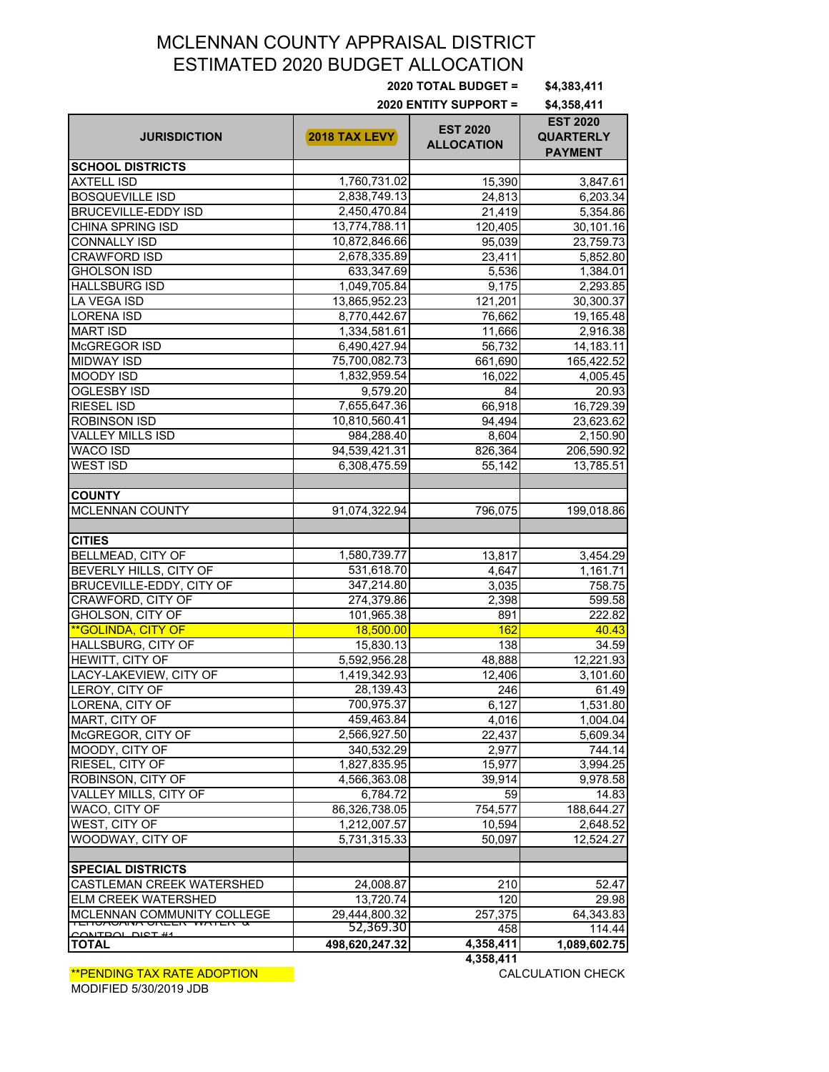# MCLENNAN COUNTY APPRAISAL DISTRICT
# ESTIMATED 2020 BUDGET ALLOCATION

**2020 TOTAL BUDGET = $4,383,411**

**2020 ENTITY SUPPORT = $4,358,411**

| JURISDICTION | 2018 TAX LEVY | EST 2020 ALLOCATION | EST 2020 QUARTERLY PAYMENT |
|---|---|---|---|
| **SCHOOL DISTRICTS** | | | |
| AXTELL ISD | 1,760,731.02 | 15,390 | 3,847.61 |
| BOSQUEVILLE ISD | 2,838,749.13 | 24,813 | 6,203.34 |
| BRUCEVILLE-EDDY ISD | 2,450,470.84 | 21,419 | 5,354.86 |
| CHINA SPRING ISD | 13,774,788.11 | 120,405 | 30,101.16 |
| CONNALLY ISD | 10,872,846.66 | 95,039 | 23,759.73 |
| CRAWFORD ISD | 2,678,335.89 | 23,411 | 5,852.80 |
| GHOLSON ISD | 633,347.69 | 5,536 | 1,384.01 |
| HALLSBURG ISD | 1,049,705.84 | 9,175 | 2,293.85 |
| LA VEGA ISD | 13,865,952.23 | 121,201 | 30,300.37 |
| LORENA ISD | 8,770,442.67 | 76,662 | 19,165.48 |
| MART ISD | 1,334,581.61 | 11,666 | 2,916.38 |
| McGREGOR ISD | 6,490,427.94 | 56,732 | 14,183.11 |
| MIDWAY ISD | 75,700,082.73 | 661,690 | 165,422.52 |
| MOODY ISD | 1,832,959.54 | 16,022 | 4,005.45 |
| OGLESBY ISD | 9,579.20 | 84 | 20.93 |
| RIESEL ISD | 7,655,647.36 | 66,918 | 16,729.39 |
| ROBINSON ISD | 10,810,560.41 | 94,494 | 23,623.62 |
| VALLEY MILLS ISD | 984,288.40 | 8,604 | 2,150.90 |
| WACO ISD | 94,539,421.31 | 826,364 | 206,590.92 |
| WEST ISD | 6,308,475.59 | 55,142 | 13,785.51 |
| | | | |
| **COUNTY** | | | |
| MCLENNAN COUNTY | 91,074,322.94 | 796,075 | 199,018.86 |
| | | | |
| **CITIES** | | | |
| BELLMEAD, CITY OF | 1,580,739.77 | 13,817 | 3,454.29 |
| BEVERLY HILLS, CITY OF | 531,618.70 | 4,647 | 1,161.71 |
| BRUCEVILLE-EDDY, CITY OF | 347,214.80 | 3,035 | 758.75 |
| CRAWFORD, CITY OF | 274,379.86 | 2,398 | 599.58 |
| GHOLSON, CITY OF | 101,965.38 | 891 | 222.82 |
| **GOLINDA, CITY OF | 18,500.00 | 162 | 40.43 |
| HALLSBURG, CITY OF | 15,830.13 | 138 | 34.59 |
| HEWITT, CITY OF | 5,592,956.28 | 48,888 | 12,221.93 |
| LACY-LAKEVIEW, CITY OF | 1,419,342.93 | 12,406 | 3,101.60 |
| LEROY, CITY OF | 28,139.43 | 246 | 61.49 |
| LORENA, CITY OF | 700,975.37 | 6,127 | 1,531.80 |
| MART, CITY OF | 459,463.84 | 4,016 | 1,004.04 |
| McGREGOR, CITY OF | 2,566,927.50 | 22,437 | 5,609.34 |
| MOODY, CITY OF | 340,532.29 | 2,977 | 744.14 |
| RIESEL, CITY OF | 1,827,835.95 | 15,977 | 3,994.25 |
| ROBINSON, CITY OF | 4,566,363.08 | 39,914 | 9,978.58 |
| VALLEY MILLS, CITY OF | 6,784.72 | 59 | 14.83 |
| WACO, CITY OF | 86,326,738.05 | 754,577 | 188,644.27 |
| WEST, CITY OF | 1,212,007.57 | 10,594 | 2,648.52 |
| WOODWAY, CITY OF | 5,731,315.33 | 50,097 | 12,524.27 |
| | | | |
| **SPECIAL DISTRICTS** | | | |
| CASTLEMAN CREEK WATERSHED | 24,008.87 | 210 | 52.47 |
| ELM CREEK WATERSHED | 13,720.74 | 120 | 29.98 |
| MCLENNAN COMMUNITY COLLEGE | 29,444,800.32 | 257,375 | 64,343.83 |
| TEHUACANA CREEK WATER & CONTROL DIST #1 | 52,369.30 | 458 | 114.44 |
| **TOTAL** | **498,620,247.32** | **4,358,411** | **1,089,602.75** |
| | | **4,358,411** | CALCULATION CHECK |

**PENDING TAX RATE ADOPTION

MODIFIED 5/30/2019 JDB